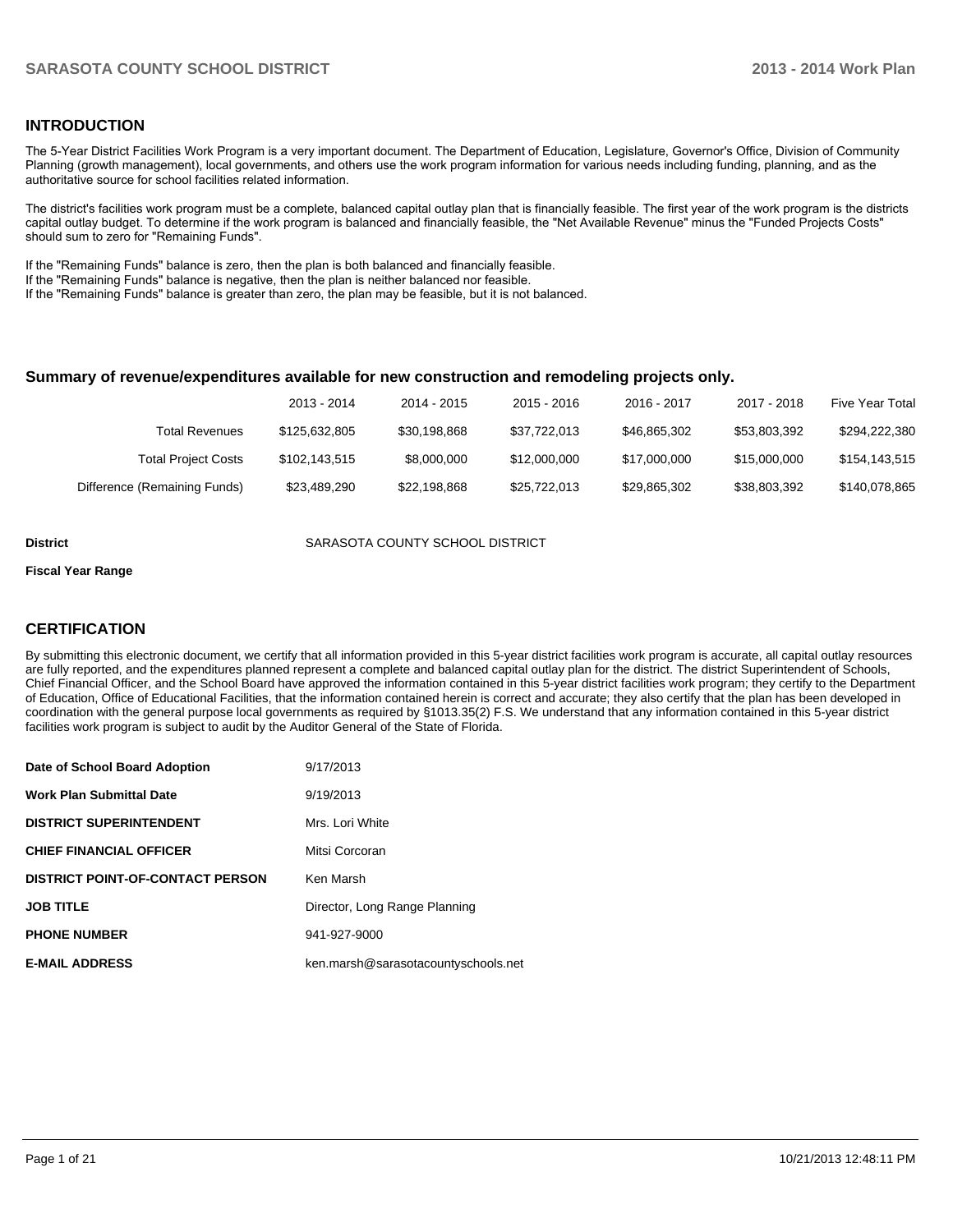## INTRODUCTION

The 5-Year District Facilities Work Program is a very important document. The Department of Education, Legislature, Governor's Office, Division of Community Planning (growth management), local governments, and others use the work program information for various needs including funding, planning, and as the authoritative source for school facilities related information.

The district's facilities work program must be a complete, balanced capital outlay plan that is financially feasible. The first year of the work program is the districts capital outlay budget. To determine if the work program is balanced and financially feasible, the "Net Available Revenue" minus the "Funded Projects Costs" should sum to zero for "Remaining Funds".

If the "Remaining Funds" balance is zero, then the plan is both balanced and financially feasible.
If the "Remaining Funds" balance is negative, then the plan is neither balanced nor feasible.
If the "Remaining Funds" balance is greater than zero, the plan may be feasible, but it is not balanced.

### Summary of revenue/expenditures available for new construction and remodeling projects only.

| | 2013 - 2014 | 2014 - 2015 | 2015 - 2016 | 2016 - 2017 | 2017 - 2018 | Five Year Total |
|---|---|---|---|---|---|---|
| Total Revenues | $125,632,805 | $30,198,868 | $37,722,013 | $46,865,302 | $53,803,392 | $294,222,380 |
| Total Project Costs | $102,143,515 | $8,000,000 | $12,000,000 | $17,000,000 | $15,000,000 | $154,143,515 |
| Difference (Remaining Funds) | $23,489,290 | $22,198,868 | $25,722,013 | $29,865,302 | $38,803,392 | $140,078,865 |

**District** SARASOTA COUNTY SCHOOL DISTRICT

**Fiscal Year Range**

## CERTIFICATION

By submitting this electronic document, we certify that all information provided in this 5-year district facilities work program is accurate, all capital outlay resources are fully reported, and the expenditures planned represent a complete and balanced capital outlay plan for the district. The district Superintendent of Schools, Chief Financial Officer, and the School Board have approved the information contained in this 5-year district facilities work program; they certify to the Department of Education, Office of Educational Facilities, that the information contained herein is correct and accurate; they also certify that the plan has been developed in coordination with the general purpose local governments as required by §1013.35(2) F.S. We understand that any information contained in this 5-year district facilities work program is subject to audit by the Auditor General of the State of Florida.

| | |
|---|---|
| **Date of School Board Adoption** | 9/17/2013 |
| **Work Plan Submittal Date** | 9/19/2013 |
| **DISTRICT SUPERINTENDENT** | Mrs. Lori White |
| **CHIEF FINANCIAL OFFICER** | Mitsi Corcoran |
| **DISTRICT POINT-OF-CONTACT PERSON** | Ken Marsh |
| **JOB TITLE** | Director, Long Range Planning |
| **PHONE NUMBER** | 941-927-9000 |
| **E-MAIL ADDRESS** | ken.marsh@sarasotacountyschools.net |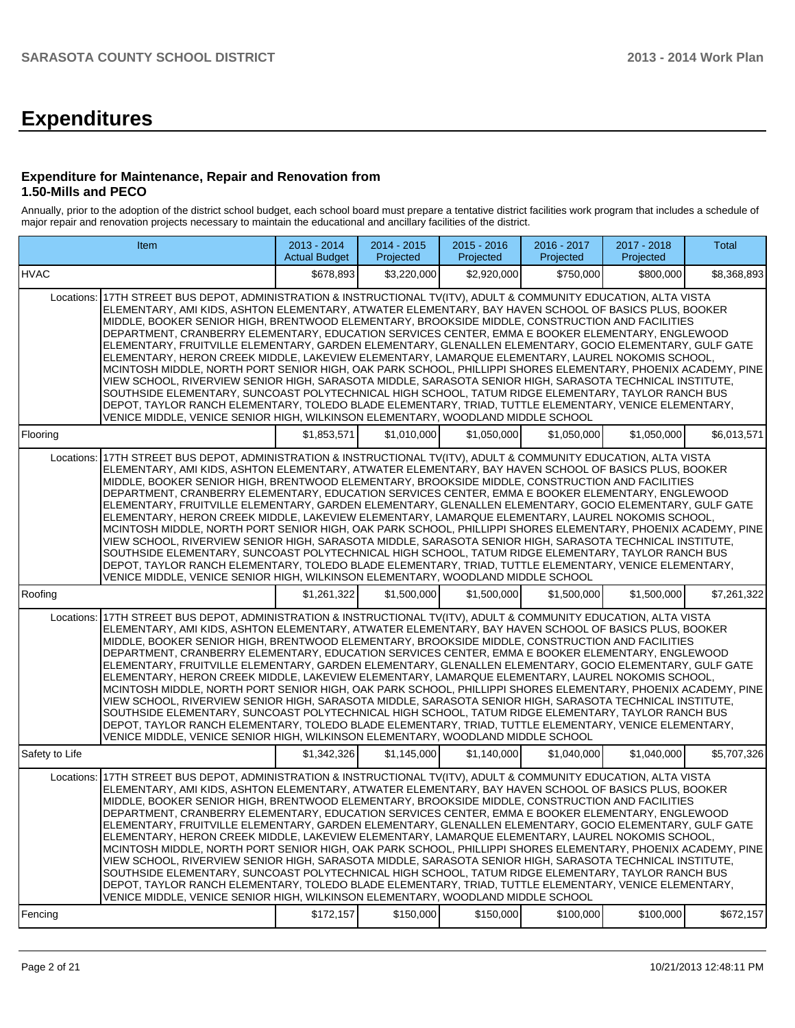# Expenditures

### Expenditure for Maintenance, Repair and Renovation from 1.50-Mills and PECO

Annually, prior to the adoption of the district school budget, each school board must prepare a tentative district facilities work program that includes a schedule of major repair and renovation projects necessary to maintain the educational and ancillary facilities of the district.

| Item | | 2013 - 2014 Actual Budget | 2014 - 2015 Projected | 2015 - 2016 Projected | 2016 - 2017 Projected | 2017 - 2018 Projected | Total |
|---|---|---|---|---|---|---|---|
| HVAC | | $678,893 | $3,220,000 | $2,920,000 | $750,000 | $800,000 | $8,368,893 |
| Locations: | 17TH STREET BUS DEPOT, ADMINISTRATION & INSTRUCTIONAL TV(ITV), ADULT & COMMUNITY EDUCATION, ALTA VISTA ELEMENTARY, AMI KIDS, ASHTON ELEMENTARY, ATWATER ELEMENTARY, BAY HAVEN SCHOOL OF BASICS PLUS, BOOKER MIDDLE, BOOKER SENIOR HIGH, BRENTWOOD ELEMENTARY, BROOKSIDE MIDDLE, CONSTRUCTION AND FACILITIES DEPARTMENT, CRANBERRY ELEMENTARY, EDUCATION SERVICES CENTER, EMMA E BOOKER ELEMENTARY, ENGLEWOOD ELEMENTARY, FRUITVILLE ELEMENTARY, GARDEN ELEMENTARY, GLENALLEN ELEMENTARY, GOCIO ELEMENTARY, GULF GATE ELEMENTARY, HERON CREEK MIDDLE, LAKEVIEW ELEMENTARY, LAMARQUE ELEMENTARY, LAUREL NOKOMIS SCHOOL, MCINTOSH MIDDLE, NORTH PORT SENIOR HIGH, OAK PARK SCHOOL, PHILLIPPI SHORES ELEMENTARY, PHOENIX ACADEMY, PINE VIEW SCHOOL, RIVERVIEW SENIOR HIGH, SARASOTA MIDDLE, SARASOTA SENIOR HIGH, SARASOTA TECHNICAL INSTITUTE, SOUTHSIDE ELEMENTARY, SUNCOAST POLYTECHNICAL HIGH SCHOOL, TATUM RIDGE ELEMENTARY, TAYLOR RANCH BUS DEPOT, TAYLOR RANCH ELEMENTARY, TOLEDO BLADE ELEMENTARY, TRIAD, TUTTLE ELEMENTARY, VENICE ELEMENTARY, VENICE MIDDLE, VENICE SENIOR HIGH, WILKINSON ELEMENTARY, WOODLAND MIDDLE SCHOOL | | | | | | |
| Flooring | | $1,853,571 | $1,010,000 | $1,050,000 | $1,050,000 | $1,050,000 | $6,013,571 |
| Locations: | 17TH STREET BUS DEPOT, ADMINISTRATION & INSTRUCTIONAL TV(ITV), ADULT & COMMUNITY EDUCATION, ALTA VISTA ELEMENTARY, AMI KIDS, ASHTON ELEMENTARY, ATWATER ELEMENTARY, BAY HAVEN SCHOOL OF BASICS PLUS, BOOKER MIDDLE, BOOKER SENIOR HIGH, BRENTWOOD ELEMENTARY, BROOKSIDE MIDDLE, CONSTRUCTION AND FACILITIES DEPARTMENT, CRANBERRY ELEMENTARY, EDUCATION SERVICES CENTER, EMMA E BOOKER ELEMENTARY, ENGLEWOOD ELEMENTARY, FRUITVILLE ELEMENTARY, GARDEN ELEMENTARY, GLENALLEN ELEMENTARY, GOCIO ELEMENTARY, GULF GATE ELEMENTARY, HERON CREEK MIDDLE, LAKEVIEW ELEMENTARY, LAMARQUE ELEMENTARY, LAUREL NOKOMIS SCHOOL, MCINTOSH MIDDLE, NORTH PORT SENIOR HIGH, OAK PARK SCHOOL, PHILLIPPI SHORES ELEMENTARY, PHOENIX ACADEMY, PINE VIEW SCHOOL, RIVERVIEW SENIOR HIGH, SARASOTA MIDDLE, SARASOTA SENIOR HIGH, SARASOTA TECHNICAL INSTITUTE, SOUTHSIDE ELEMENTARY, SUNCOAST POLYTECHNICAL HIGH SCHOOL, TATUM RIDGE ELEMENTARY, TAYLOR RANCH BUS DEPOT, TAYLOR RANCH ELEMENTARY, TOLEDO BLADE ELEMENTARY, TRIAD, TUTTLE ELEMENTARY, VENICE ELEMENTARY, VENICE MIDDLE, VENICE SENIOR HIGH, WILKINSON ELEMENTARY, WOODLAND MIDDLE SCHOOL | | | | | | |
| Roofing | | $1,261,322 | $1,500,000 | $1,500,000 | $1,500,000 | $1,500,000 | $7,261,322 |
| Locations: | 17TH STREET BUS DEPOT, ADMINISTRATION & INSTRUCTIONAL TV(ITV), ADULT & COMMUNITY EDUCATION, ALTA VISTA ELEMENTARY, AMI KIDS, ASHTON ELEMENTARY, ATWATER ELEMENTARY, BAY HAVEN SCHOOL OF BASICS PLUS, BOOKER MIDDLE, BOOKER SENIOR HIGH, BRENTWOOD ELEMENTARY, BROOKSIDE MIDDLE, CONSTRUCTION AND FACILITIES DEPARTMENT, CRANBERRY ELEMENTARY, EDUCATION SERVICES CENTER, EMMA E BOOKER ELEMENTARY, ENGLEWOOD ELEMENTARY, FRUITVILLE ELEMENTARY, GARDEN ELEMENTARY, GLENALLEN ELEMENTARY, GOCIO ELEMENTARY, GULF GATE ELEMENTARY, HERON CREEK MIDDLE, LAKEVIEW ELEMENTARY, LAMARQUE ELEMENTARY, LAUREL NOKOMIS SCHOOL, MCINTOSH MIDDLE, NORTH PORT SENIOR HIGH, OAK PARK SCHOOL, PHILLIPPI SHORES ELEMENTARY, PHOENIX ACADEMY, PINE VIEW SCHOOL, RIVERVIEW SENIOR HIGH, SARASOTA MIDDLE, SARASOTA SENIOR HIGH, SARASOTA TECHNICAL INSTITUTE, SOUTHSIDE ELEMENTARY, SUNCOAST POLYTECHNICAL HIGH SCHOOL, TATUM RIDGE ELEMENTARY, TAYLOR RANCH BUS DEPOT, TAYLOR RANCH ELEMENTARY, TOLEDO BLADE ELEMENTARY, TRIAD, TUTTLE ELEMENTARY, VENICE ELEMENTARY, VENICE MIDDLE, VENICE SENIOR HIGH, WILKINSON ELEMENTARY, WOODLAND MIDDLE SCHOOL | | | | | | |
| Safety to Life | | $1,342,326 | $1,145,000 | $1,140,000 | $1,040,000 | $1,040,000 | $5,707,326 |
| Locations: | 17TH STREET BUS DEPOT, ADMINISTRATION & INSTRUCTIONAL TV(ITV), ADULT & COMMUNITY EDUCATION, ALTA VISTA ELEMENTARY, AMI KIDS, ASHTON ELEMENTARY, ATWATER ELEMENTARY, BAY HAVEN SCHOOL OF BASICS PLUS, BOOKER MIDDLE, BOOKER SENIOR HIGH, BRENTWOOD ELEMENTARY, BROOKSIDE MIDDLE, CONSTRUCTION AND FACILITIES DEPARTMENT, CRANBERRY ELEMENTARY, EDUCATION SERVICES CENTER, EMMA E BOOKER ELEMENTARY, ENGLEWOOD ELEMENTARY, FRUITVILLE ELEMENTARY, GARDEN ELEMENTARY, GLENALLEN ELEMENTARY, GOCIO ELEMENTARY, GULF GATE ELEMENTARY, HERON CREEK MIDDLE, LAKEVIEW ELEMENTARY, LAMARQUE ELEMENTARY, LAUREL NOKOMIS SCHOOL, MCINTOSH MIDDLE, NORTH PORT SENIOR HIGH, OAK PARK SCHOOL, PHILLIPPI SHORES ELEMENTARY, PHOENIX ACADEMY, PINE VIEW SCHOOL, RIVERVIEW SENIOR HIGH, SARASOTA MIDDLE, SARASOTA SENIOR HIGH, SARASOTA TECHNICAL INSTITUTE, SOUTHSIDE ELEMENTARY, SUNCOAST POLYTECHNICAL HIGH SCHOOL, TATUM RIDGE ELEMENTARY, TAYLOR RANCH BUS DEPOT, TAYLOR RANCH ELEMENTARY, TOLEDO BLADE ELEMENTARY, TRIAD, TUTTLE ELEMENTARY, VENICE ELEMENTARY, VENICE MIDDLE, VENICE SENIOR HIGH, WILKINSON ELEMENTARY, WOODLAND MIDDLE SCHOOL | | | | | | |
| Fencing | | $172,157 | $150,000 | $150,000 | $100,000 | $100,000 | $672,157 |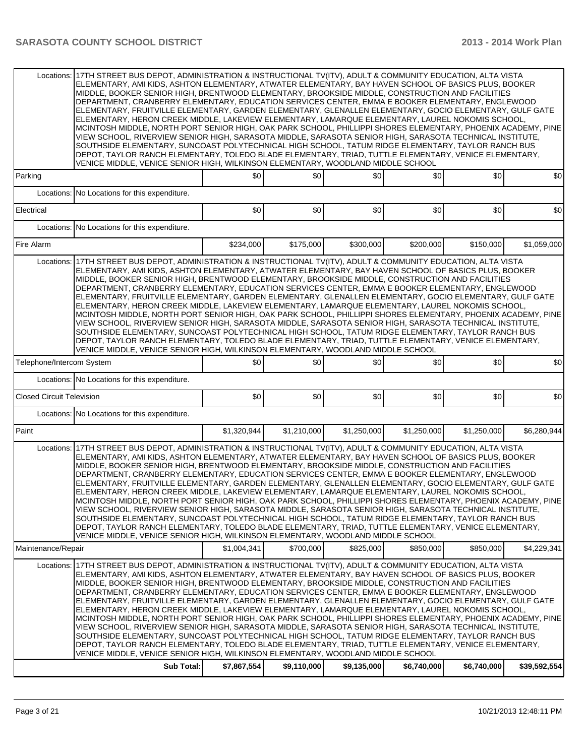| | | | | | | | |
|---|---|---|---|---|---|---|---|
| Locations: | 17TH STREET BUS DEPOT, ADMINISTRATION & INSTRUCTIONAL TV(ITV), ADULT & COMMUNITY EDUCATION, ALTA VISTA ELEMENTARY, AMI KIDS, ASHTON ELEMENTARY, ATWATER ELEMENTARY, BAY HAVEN SCHOOL OF BASICS PLUS, BOOKER MIDDLE, BOOKER SENIOR HIGH, BRENTWOOD ELEMENTARY, BROOKSIDE MIDDLE, CONSTRUCTION AND FACILITIES DEPARTMENT, CRANBERRY ELEMENTARY, EDUCATION SERVICES CENTER, EMMA E BOOKER ELEMENTARY, ENGLEWOOD ELEMENTARY, FRUITVILLE ELEMENTARY, GARDEN ELEMENTARY, GLENALLEN ELEMENTARY, GOCIO ELEMENTARY, GULF GATE ELEMENTARY, HERON CREEK MIDDLE, LAKEVIEW ELEMENTARY, LAMARQUE ELEMENTARY, LAUREL NOKOMIS SCHOOL, MCINTOSH MIDDLE, NORTH PORT SENIOR HIGH, OAK PARK SCHOOL, PHILLIPPI SHORES ELEMENTARY, PHOENIX ACADEMY, PINE VIEW SCHOOL, RIVERVIEW SENIOR HIGH, SARASOTA MIDDLE, SARASOTA SENIOR HIGH, SARASOTA TECHNICAL INSTITUTE, SOUTHSIDE ELEMENTARY, SUNCOAST POLYTECHNICAL HIGH SCHOOL, TATUM RIDGE ELEMENTARY, TAYLOR RANCH BUS DEPOT, TAYLOR RANCH ELEMENTARY, TOLEDO BLADE ELEMENTARY, TRIAD, TUTTLE ELEMENTARY, VENICE ELEMENTARY, VENICE MIDDLE, VENICE SENIOR HIGH, WILKINSON ELEMENTARY, WOODLAND MIDDLE SCHOOL | | | | | | |
| Parking | | $0 | $0 | $0 | $0 | $0 | $0 |
| Locations: | No Locations for this expenditure. | | | | | | |
| Electrical | | $0 | $0 | $0 | $0 | $0 | $0 |
| Locations: | No Locations for this expenditure. | | | | | | |
| Fire Alarm | | $234,000 | $175,000 | $300,000 | $200,000 | $150,000 | $1,059,000 |
| Locations: | 17TH STREET BUS DEPOT, ADMINISTRATION & INSTRUCTIONAL TV(ITV), ADULT & COMMUNITY EDUCATION, ALTA VISTA ELEMENTARY, AMI KIDS, ASHTON ELEMENTARY, ATWATER ELEMENTARY, BAY HAVEN SCHOOL OF BASICS PLUS, BOOKER MIDDLE, BOOKER SENIOR HIGH, BRENTWOOD ELEMENTARY, BROOKSIDE MIDDLE, CONSTRUCTION AND FACILITIES DEPARTMENT, CRANBERRY ELEMENTARY, EDUCATION SERVICES CENTER, EMMA E BOOKER ELEMENTARY, ENGLEWOOD ELEMENTARY, FRUITVILLE ELEMENTARY, GARDEN ELEMENTARY, GLENALLEN ELEMENTARY, GOCIO ELEMENTARY, GULF GATE ELEMENTARY, HERON CREEK MIDDLE, LAKEVIEW ELEMENTARY, LAMARQUE ELEMENTARY, LAUREL NOKOMIS SCHOOL, MCINTOSH MIDDLE, NORTH PORT SENIOR HIGH, OAK PARK SCHOOL, PHILLIPPI SHORES ELEMENTARY, PHOENIX ACADEMY, PINE VIEW SCHOOL, RIVERVIEW SENIOR HIGH, SARASOTA MIDDLE, SARASOTA SENIOR HIGH, SARASOTA TECHNICAL INSTITUTE, SOUTHSIDE ELEMENTARY, SUNCOAST POLYTECHNICAL HIGH SCHOOL, TATUM RIDGE ELEMENTARY, TAYLOR RANCH BUS DEPOT, TAYLOR RANCH ELEMENTARY, TOLEDO BLADE ELEMENTARY, TRIAD, TUTTLE ELEMENTARY, VENICE ELEMENTARY, VENICE MIDDLE, VENICE SENIOR HIGH, WILKINSON ELEMENTARY, WOODLAND MIDDLE SCHOOL | | | | | | |
| Telephone/Intercom System | | $0 | $0 | $0 | $0 | $0 | $0 |
| Locations: | No Locations for this expenditure. | | | | | | |
| Closed Circuit Television | | $0 | $0 | $0 | $0 | $0 | $0 |
| Locations: | No Locations for this expenditure. | | | | | | |
| Paint | | $1,320,944 | $1,210,000 | $1,250,000 | $1,250,000 | $1,250,000 | $6,280,944 |
| Locations: | 17TH STREET BUS DEPOT, ADMINISTRATION & INSTRUCTIONAL TV(ITV), ADULT & COMMUNITY EDUCATION, ALTA VISTA ELEMENTARY, AMI KIDS, ASHTON ELEMENTARY, ATWATER ELEMENTARY, BAY HAVEN SCHOOL OF BASICS PLUS, BOOKER MIDDLE, BOOKER SENIOR HIGH, BRENTWOOD ELEMENTARY, BROOKSIDE MIDDLE, CONSTRUCTION AND FACILITIES DEPARTMENT, CRANBERRY ELEMENTARY, EDUCATION SERVICES CENTER, EMMA E BOOKER ELEMENTARY, ENGLEWOOD ELEMENTARY, FRUITVILLE ELEMENTARY, GARDEN ELEMENTARY, GLENALLEN ELEMENTARY, GOCIO ELEMENTARY, GULF GATE ELEMENTARY, HERON CREEK MIDDLE, LAKEVIEW ELEMENTARY, LAMARQUE ELEMENTARY, LAUREL NOKOMIS SCHOOL, MCINTOSH MIDDLE, NORTH PORT SENIOR HIGH, OAK PARK SCHOOL, PHILLIPPI SHORES ELEMENTARY, PHOENIX ACADEMY, PINE VIEW SCHOOL, RIVERVIEW SENIOR HIGH, SARASOTA MIDDLE, SARASOTA SENIOR HIGH, SARASOTA TECHNICAL INSTITUTE, SOUTHSIDE ELEMENTARY, SUNCOAST POLYTECHNICAL HIGH SCHOOL, TATUM RIDGE ELEMENTARY, TAYLOR RANCH BUS DEPOT, TAYLOR RANCH ELEMENTARY, TOLEDO BLADE ELEMENTARY, TRIAD, TUTTLE ELEMENTARY, VENICE ELEMENTARY, VENICE MIDDLE, VENICE SENIOR HIGH, WILKINSON ELEMENTARY, WOODLAND MIDDLE SCHOOL | | | | | | |
| Maintenance/Repair | | $1,004,341 | $700,000 | $825,000 | $850,000 | $850,000 | $4,229,341 |
| Locations: | 17TH STREET BUS DEPOT, ADMINISTRATION & INSTRUCTIONAL TV(ITV), ADULT & COMMUNITY EDUCATION, ALTA VISTA ELEMENTARY, AMI KIDS, ASHTON ELEMENTARY, ATWATER ELEMENTARY, BAY HAVEN SCHOOL OF BASICS PLUS, BOOKER MIDDLE, BOOKER SENIOR HIGH, BRENTWOOD ELEMENTARY, BROOKSIDE MIDDLE, CONSTRUCTION AND FACILITIES DEPARTMENT, CRANBERRY ELEMENTARY, EDUCATION SERVICES CENTER, EMMA E BOOKER ELEMENTARY, ENGLEWOOD ELEMENTARY, FRUITVILLE ELEMENTARY, GARDEN ELEMENTARY, GLENALLEN ELEMENTARY, GOCIO ELEMENTARY, GULF GATE ELEMENTARY, HERON CREEK MIDDLE, LAKEVIEW ELEMENTARY, LAMARQUE ELEMENTARY, LAUREL NOKOMIS SCHOOL, MCINTOSH MIDDLE, NORTH PORT SENIOR HIGH, OAK PARK SCHOOL, PHILLIPPI SHORES ELEMENTARY, PHOENIX ACADEMY, PINE VIEW SCHOOL, RIVERVIEW SENIOR HIGH, SARASOTA MIDDLE, SARASOTA SENIOR HIGH, SARASOTA TECHNICAL INSTITUTE, SOUTHSIDE ELEMENTARY, SUNCOAST POLYTECHNICAL HIGH SCHOOL, TATUM RIDGE ELEMENTARY, TAYLOR RANCH BUS DEPOT, TAYLOR RANCH ELEMENTARY, TOLEDO BLADE ELEMENTARY, TRIAD, TUTTLE ELEMENTARY, VENICE ELEMENTARY, VENICE MIDDLE, VENICE SENIOR HIGH, WILKINSON ELEMENTARY, WOODLAND MIDDLE SCHOOL | | | | | | |
| | **Sub Total:** | **$7,867,554** | **$9,110,000** | **$9,135,000** | **$6,740,000** | **$6,740,000** | **$39,592,554** |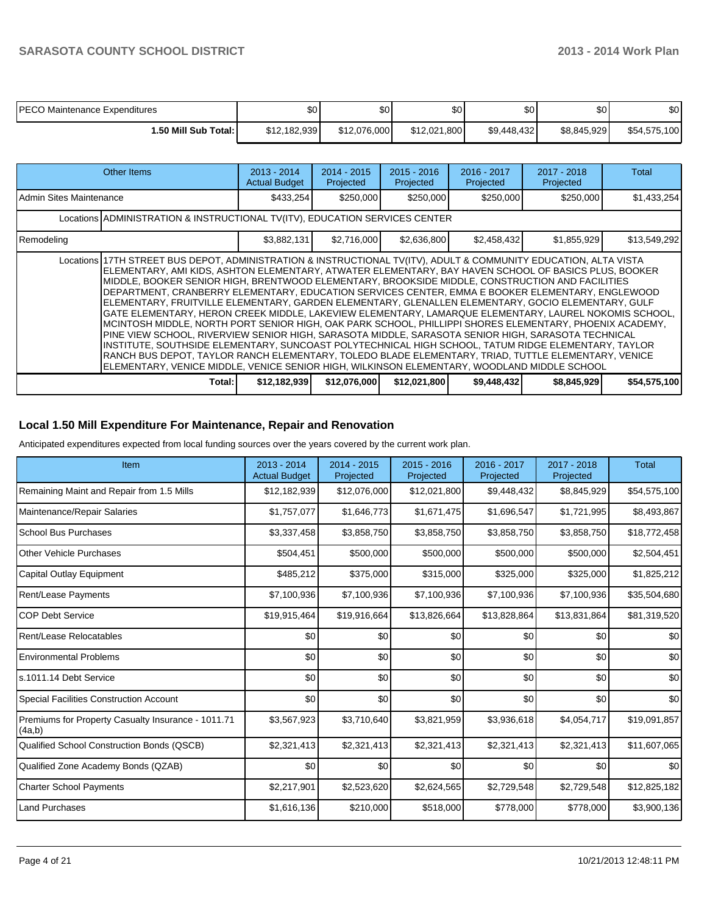| | | | | | | |
|---|---|---|---|---|---|---|
| PECO Maintenance Expenditures | $0 | $0 | $0 | $0 | $0 | $0 |
| **1.50 Mill Sub Total:** | $12,182,939 | $12,076,000 | $12,021,800 | $9,448,432 | $8,845,929 | $54,575,100 |

| Other Items | 2013 - 2014 Actual Budget | 2014 - 2015 Projected | 2015 - 2016 Projected | 2016 - 2017 Projected | 2017 - 2018 Projected | Total |
|---|---|---|---|---|---|---|
| Admin Sites Maintenance | $433,254 | $250,000 | $250,000 | $250,000 | $250,000 | $1,433,254 |
| Locations ADMINISTRATION & INSTRUCTIONAL TV(ITV), EDUCATION SERVICES CENTER | | | | | | |
| Remodeling | $3,882,131 | $2,716,000 | $2,636,800 | $2,458,432 | $1,855,929 | $13,549,292 |
| Locations 17TH STREET BUS DEPOT, ADMINISTRATION & INSTRUCTIONAL TV(ITV), ADULT & COMMUNITY EDUCATION, ALTA VISTA ELEMENTARY, AMI KIDS, ASHTON ELEMENTARY, ATWATER ELEMENTARY, BAY HAVEN SCHOOL OF BASICS PLUS, BOOKER MIDDLE, BOOKER SENIOR HIGH, BRENTWOOD ELEMENTARY, BROOKSIDE MIDDLE, CONSTRUCTION AND FACILITIES DEPARTMENT, CRANBERRY ELEMENTARY, EDUCATION SERVICES CENTER, EMMA E BOOKER ELEMENTARY, ENGLEWOOD ELEMENTARY, FRUITVILLE ELEMENTARY, GARDEN ELEMENTARY, GLENALLEN ELEMENTARY, GOCIO ELEMENTARY, GULF GATE ELEMENTARY, HERON CREEK MIDDLE, LAKEVIEW ELEMENTARY, LAMARQUE ELEMENTARY, LAUREL NOKOMIS SCHOOL, MCINTOSH MIDDLE, NORTH PORT SENIOR HIGH, OAK PARK SCHOOL, PHILLIPPI SHORES ELEMENTARY, PHOENIX ACADEMY, PINE VIEW SCHOOL, RIVERVIEW SENIOR HIGH, SARASOTA MIDDLE, SARASOTA SENIOR HIGH, SARASOTA TECHNICAL INSTITUTE, SOUTHSIDE ELEMENTARY, SUNCOAST POLYTECHNICAL HIGH SCHOOL, TATUM RIDGE ELEMENTARY, TAYLOR RANCH BUS DEPOT, TAYLOR RANCH ELEMENTARY, TOLEDO BLADE ELEMENTARY, TRIAD, TUTTLE ELEMENTARY, VENICE ELEMENTARY, VENICE MIDDLE, VENICE SENIOR HIGH, WILKINSON ELEMENTARY, WOODLAND MIDDLE SCHOOL | | | | | | |
| **Total:** | **$12,182,939** | **$12,076,000** | **$12,021,800** | **$9,448,432** | **$8,845,929** | **$54,575,100** |

## Local 1.50 Mill Expenditure For Maintenance, Repair and Renovation

Anticipated expenditures expected from local funding sources over the years covered by the current work plan.

| Item | 2013 - 2014 Actual Budget | 2014 - 2015 Projected | 2015 - 2016 Projected | 2016 - 2017 Projected | 2017 - 2018 Projected | Total |
|---|---|---|---|---|---|---|
| Remaining Maint and Repair from 1.5 Mills | $12,182,939 | $12,076,000 | $12,021,800 | $9,448,432 | $8,845,929 | $54,575,100 |
| Maintenance/Repair Salaries | $1,757,077 | $1,646,773 | $1,671,475 | $1,696,547 | $1,721,995 | $8,493,867 |
| School Bus Purchases | $3,337,458 | $3,858,750 | $3,858,750 | $3,858,750 | $3,858,750 | $18,772,458 |
| Other Vehicle Purchases | $504,451 | $500,000 | $500,000 | $500,000 | $500,000 | $2,504,451 |
| Capital Outlay Equipment | $485,212 | $375,000 | $315,000 | $325,000 | $325,000 | $1,825,212 |
| Rent/Lease Payments | $7,100,936 | $7,100,936 | $7,100,936 | $7,100,936 | $7,100,936 | $35,504,680 |
| COP Debt Service | $19,915,464 | $19,916,664 | $13,826,664 | $13,828,864 | $13,831,864 | $81,319,520 |
| Rent/Lease Relocatables | $0 | $0 | $0 | $0 | $0 | $0 |
| Environmental Problems | $0 | $0 | $0 | $0 | $0 | $0 |
| s.1011.14 Debt Service | $0 | $0 | $0 | $0 | $0 | $0 |
| Special Facilities Construction Account | $0 | $0 | $0 | $0 | $0 | $0 |
| Premiums for Property Casualty Insurance - 1011.71 (4a,b) | $3,567,923 | $3,710,640 | $3,821,959 | $3,936,618 | $4,054,717 | $19,091,857 |
| Qualified School Construction Bonds (QSCB) | $2,321,413 | $2,321,413 | $2,321,413 | $2,321,413 | $2,321,413 | $11,607,065 |
| Qualified Zone Academy Bonds (QZAB) | $0 | $0 | $0 | $0 | $0 | $0 |
| Charter School Payments | $2,217,901 | $2,523,620 | $2,624,565 | $2,729,548 | $2,729,548 | $12,825,182 |
| Land Purchases | $1,616,136 | $210,000 | $518,000 | $778,000 | $778,000 | $3,900,136 |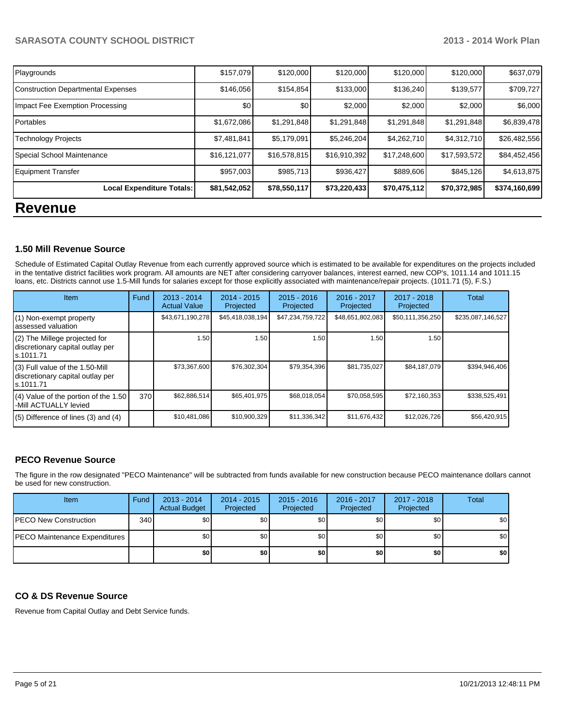| Playgrounds | $157,079 | $120,000 | $120,000 | $120,000 | $120,000 | $637,079 |
|---|---|---|---|---|---|---|
| Construction Departmental Expenses | $146,056 | $154,854 | $133,000 | $136,240 | $139,577 | $709,727 |
| Impact Fee Exemption Processing | $0 | $0 | $2,000 | $2,000 | $2,000 | $6,000 |
| Portables | $1,672,086 | $1,291,848 | $1,291,848 | $1,291,848 | $1,291,848 | $6,839,478 |
| Technology Projects | $7,481,841 | $5,179,091 | $5,246,204 | $4,262,710 | $4,312,710 | $26,482,556 |
| Special School Maintenance | $16,121,077 | $16,578,815 | $16,910,392 | $17,248,600 | $17,593,572 | $84,452,456 |
| Equipment Transfer | $957,003 | $985,713 | $936,427 | $889,606 | $845,126 | $4,613,875 |
| **Local Expenditure Totals:** | **$81,542,052** | **$78,550,117** | **$73,220,433** | **$70,475,112** | **$70,372,985** | **$374,160,699** |

# Revenue

### 1.50 Mill Revenue Source

Schedule of Estimated Capital Outlay Revenue from each currently approved source which is estimated to be available for expenditures on the projects included in the tentative district facilities work program. All amounts are NET after considering carryover balances, interest earned, new COP's, 1011.14 and 1011.15 loans, etc. Districts cannot use 1.5-Mill funds for salaries except for those explicitly associated with maintenance/repair projects. (1011.71 (5), F.S.)

| Item | Fund | 2013 - 2014 Actual Value | 2014 - 2015 Projected | 2015 - 2016 Projected | 2016 - 2017 Projected | 2017 - 2018 Projected | Total |
|---|---|---|---|---|---|---|---|
| (1) Non-exempt property assessed valuation | | $43,671,190,278 | $45,418,038,194 | $47,234,759,722 | $48,651,802,083 | $50,111,356,250 | $235,087,146,527 |
| (2) The Millege projected for discretionary capital outlay per s.1011.71 | | 1.50 | 1.50 | 1.50 | 1.50 | 1.50 | |
| (3) Full value of the 1.50-Mill discretionary capital outlay per s.1011.71 | | $73,367,600 | $76,302,304 | $79,354,396 | $81,735,027 | $84,187,079 | $394,946,406 |
| (4) Value of the portion of the 1.50 -Mill ACTUALLY levied | 370 | $62,886,514 | $65,401,975 | $68,018,054 | $70,058,595 | $72,160,353 | $338,525,491 |
| (5) Difference of lines (3) and (4) | | $10,481,086 | $10,900,329 | $11,336,342 | $11,676,432 | $12,026,726 | $56,420,915 |

### PECO Revenue Source

The figure in the row designated "PECO Maintenance" will be subtracted from funds available for new construction because PECO maintenance dollars cannot be used for new construction.

| Item | Fund | 2013 - 2014 Actual Budget | 2014 - 2015 Projected | 2015 - 2016 Projected | 2016 - 2017 Projected | 2017 - 2018 Projected | Total |
|---|---|---|---|---|---|---|---|
| PECO New Construction | 340 | $0 | $0 | $0 | $0 | $0 | $0 |
| PECO Maintenance Expenditures | | $0 | $0 | $0 | $0 | $0 | $0 |
| | | **$0** | **$0** | **$0** | **$0** | **$0** | **$0** |

### CO & DS Revenue Source

Revenue from Capital Outlay and Debt Service funds.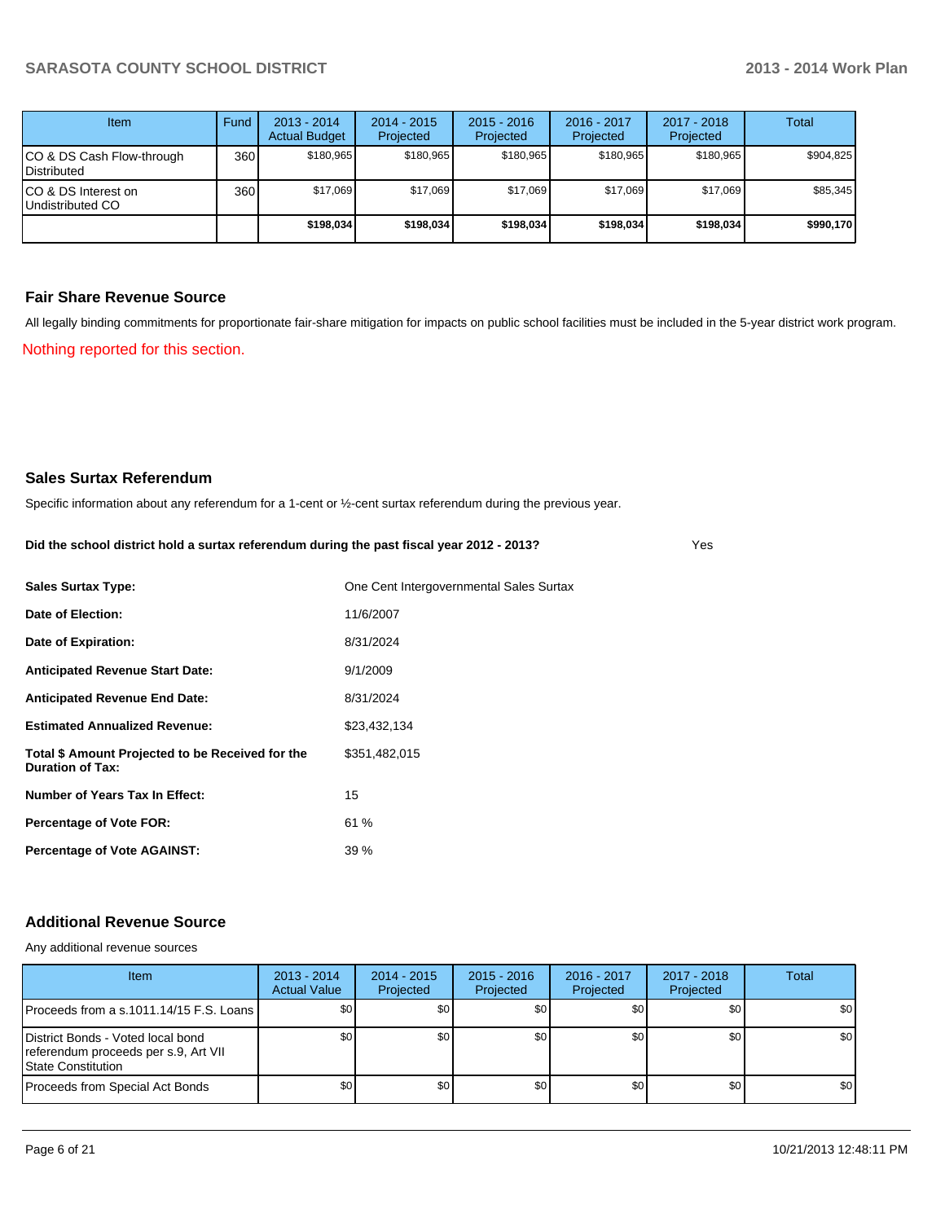| Item | Fund | 2013 - 2014 Actual Budget | 2014 - 2015 Projected | 2015 - 2016 Projected | 2016 - 2017 Projected | 2017 - 2018 Projected | Total |
|---|---|---|---|---|---|---|---|
| CO & DS Cash Flow-through Distributed | 360 | $180,965 | $180,965 | $180,965 | $180,965 | $180,965 | $904,825 |
| CO & DS Interest on Undistributed CO | 360 | $17,069 | $17,069 | $17,069 | $17,069 | $17,069 | $85,345 |
| | | **$198,034** | **$198,034** | **$198,034** | **$198,034** | **$198,034** | **$990,170** |

## Fair Share Revenue Source

All legally binding commitments for proportionate fair-share mitigation for impacts on public school facilities must be included in the 5-year district work program.

Nothing reported for this section.

## Sales Surtax Referendum

Specific information about any referendum for a 1-cent or ½-cent surtax referendum during the previous year.

**Did the school district hold a surtax referendum during the past fiscal year 2012 - 2013?** Yes

| | |
|---|---|
| **Sales Surtax Type:** | One Cent Intergovernmental Sales Surtax |
| **Date of Election:** | 11/6/2007 |
| **Date of Expiration:** | 8/31/2024 |
| **Anticipated Revenue Start Date:** | 9/1/2009 |
| **Anticipated Revenue End Date:** | 8/31/2024 |
| **Estimated Annualized Revenue:** | $23,432,134 |
| **Total $ Amount Projected to be Received for the Duration of Tax:** | $351,482,015 |
| **Number of Years Tax In Effect:** | 15 |
| **Percentage of Vote FOR:** | 61 % |
| **Percentage of Vote AGAINST:** | 39 % |

## Additional Revenue Source

Any additional revenue sources

| Item | 2013 - 2014 Actual Value | 2014 - 2015 Projected | 2015 - 2016 Projected | 2016 - 2017 Projected | 2017 - 2018 Projected | Total |
|---|---|---|---|---|---|---|
| Proceeds from a s.1011.14/15 F.S. Loans | $0 | $0 | $0 | $0 | $0 | $0 |
| District Bonds - Voted local bond referendum proceeds per s.9, Art VII State Constitution | $0 | $0 | $0 | $0 | $0 | $0 |
| Proceeds from Special Act Bonds | $0 | $0 | $0 | $0 | $0 | $0 |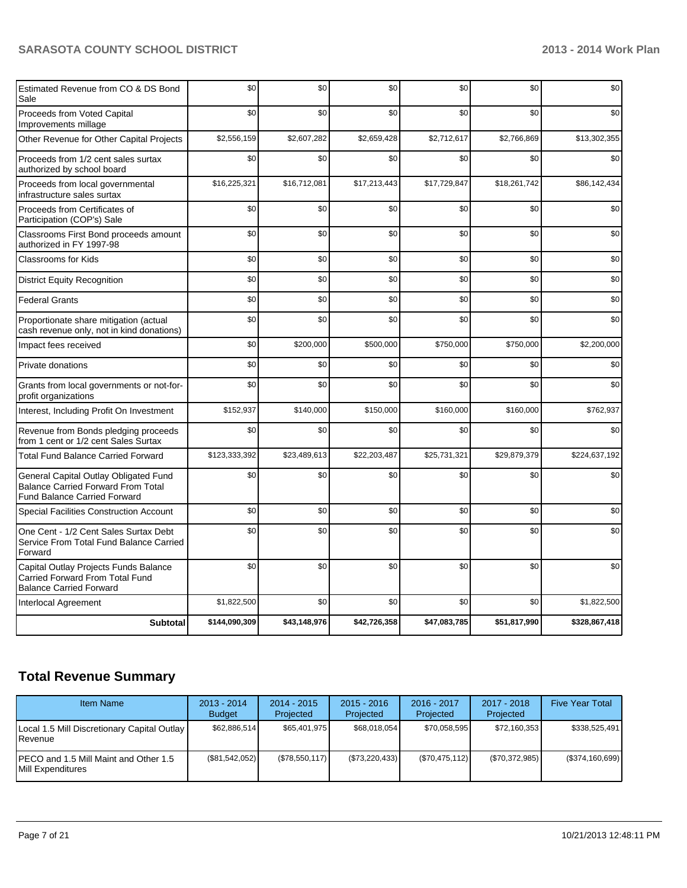| | | | | | | |
|---|---|---|---|---|---|---|
| Estimated Revenue from CO & DS Bond Sale | $0 | $0 | $0 | $0 | $0 | $0 |
| Proceeds from Voted Capital Improvements millage | $0 | $0 | $0 | $0 | $0 | $0 |
| Other Revenue for Other Capital Projects | $2,556,159 | $2,607,282 | $2,659,428 | $2,712,617 | $2,766,869 | $13,302,355 |
| Proceeds from 1/2 cent sales surtax authorized by school board | $0 | $0 | $0 | $0 | $0 | $0 |
| Proceeds from local governmental infrastructure sales surtax | $16,225,321 | $16,712,081 | $17,213,443 | $17,729,847 | $18,261,742 | $86,142,434 |
| Proceeds from Certificates of Participation (COP's) Sale | $0 | $0 | $0 | $0 | $0 | $0 |
| Classrooms First Bond proceeds amount authorized in FY 1997-98 | $0 | $0 | $0 | $0 | $0 | $0 |
| Classrooms for Kids | $0 | $0 | $0 | $0 | $0 | $0 |
| District Equity Recognition | $0 | $0 | $0 | $0 | $0 | $0 |
| Federal Grants | $0 | $0 | $0 | $0 | $0 | $0 |
| Proportionate share mitigation (actual cash revenue only, not in kind donations) | $0 | $0 | $0 | $0 | $0 | $0 |
| Impact fees received | $0 | $200,000 | $500,000 | $750,000 | $750,000 | $2,200,000 |
| Private donations | $0 | $0 | $0 | $0 | $0 | $0 |
| Grants from local governments or not-for-profit organizations | $0 | $0 | $0 | $0 | $0 | $0 |
| Interest, Including Profit On Investment | $152,937 | $140,000 | $150,000 | $160,000 | $160,000 | $762,937 |
| Revenue from Bonds pledging proceeds from 1 cent or 1/2 cent Sales Surtax | $0 | $0 | $0 | $0 | $0 | $0 |
| Total Fund Balance Carried Forward | $123,333,392 | $23,489,613 | $22,203,487 | $25,731,321 | $29,879,379 | $224,637,192 |
| General Capital Outlay Obligated Fund Balance Carried Forward From Total Fund Balance Carried Forward | $0 | $0 | $0 | $0 | $0 | $0 |
| Special Facilities Construction Account | $0 | $0 | $0 | $0 | $0 | $0 |
| One Cent - 1/2 Cent Sales Surtax Debt Service From Total Fund Balance Carried Forward | $0 | $0 | $0 | $0 | $0 | $0 |
| Capital Outlay Projects Funds Balance Carried Forward From Total Fund Balance Carried Forward | $0 | $0 | $0 | $0 | $0 | $0 |
| Interlocal Agreement | $1,822,500 | $0 | $0 | $0 | $0 | $1,822,500 |
| **Subtotal** | **$144,090,309** | **$43,148,976** | **$42,726,358** | **$47,083,785** | **$51,817,990** | **$328,867,418** |

## Total Revenue Summary

| Item Name | 2013 - 2014 Budget | 2014 - 2015 Projected | 2015 - 2016 Projected | 2016 - 2017 Projected | 2017 - 2018 Projected | Five Year Total |
|---|---|---|---|---|---|---|
| Local 1.5 Mill Discretionary Capital Outlay Revenue | $62,886,514 | $65,401,975 | $68,018,054 | $70,058,595 | $72,160,353 | $338,525,491 |
| PECO and 1.5 Mill Maint and Other 1.5 Mill Expenditures | ($81,542,052) | ($78,550,117) | ($73,220,433) | ($70,475,112) | ($70,372,985) | ($374,160,699) |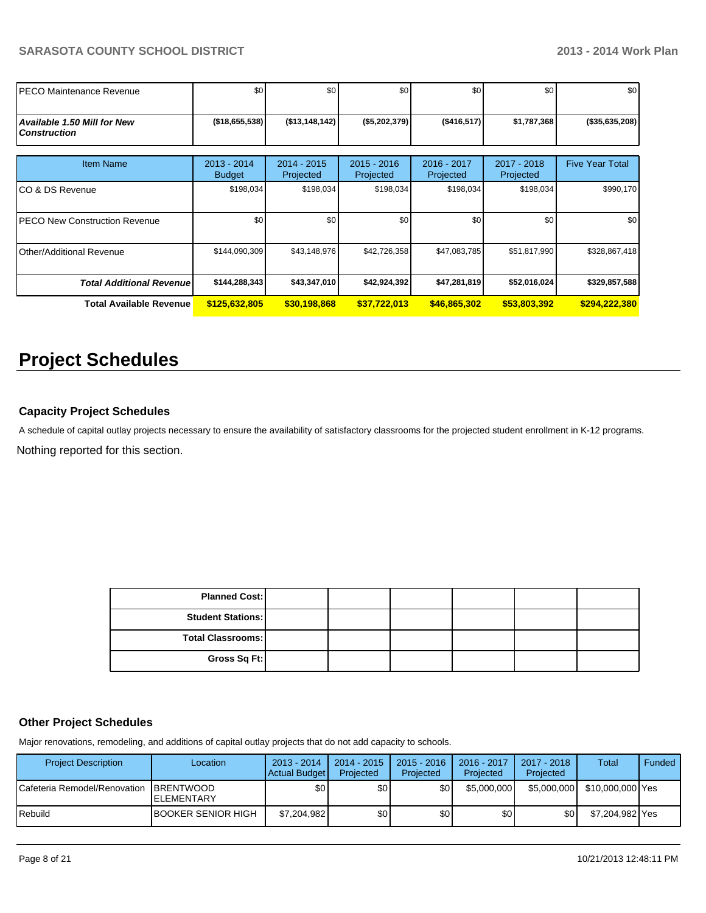| | | | | | | |
|---|---|---|---|---|---|---|
| PECO Maintenance Revenue | $0 | $0 | $0 | $0 | $0 | $0 |
| ***Available 1.50 Mill for New Construction*** | **($18,655,538)** | **($13,148,142)** | **($5,202,379)** | **($416,517)** | **$1,787,368** | **($35,635,208)** |

| Item Name | 2013 - 2014 Budget | 2014 - 2015 Projected | 2015 - 2016 Projected | 2016 - 2017 Projected | 2017 - 2018 Projected | Five Year Total |
|---|---|---|---|---|---|---|
| CO & DS Revenue | $198,034 | $198,034 | $198,034 | $198,034 | $198,034 | $990,170 |
| PECO New Construction Revenue | $0 | $0 | $0 | $0 | $0 | $0 |
| Other/Additional Revenue | $144,090,309 | $43,148,976 | $42,726,358 | $47,083,785 | $51,817,990 | $328,867,418 |
| ***Total Additional Revenue*** | **$144,288,343** | **$43,347,010** | **$42,924,392** | **$47,281,819** | **$52,016,024** | **$329,857,588** |
| **Total Available Revenue** | **$125,632,805** | **$30,198,868** | **$37,722,013** | **$46,865,302** | **$53,803,392** | **$294,222,380** |

# Project Schedules

### Capacity Project Schedules

A schedule of capital outlay projects necessary to ensure the availability of satisfactory classrooms for the projected student enrollment in K-12 programs.

Nothing reported for this section.

| | | | | | |
|---|---|---|---|---|---|
| **Planned Cost:** | | | | | |
| **Student Stations:** | | | | | |
| **Total Classrooms:** | | | | | |
| **Gross Sq Ft:** | | | | | |

### Other Project Schedules

Major renovations, remodeling, and additions of capital outlay projects that do not add capacity to schools.

| Project Description | Location | 2013 - 2014 Actual Budget | 2014 - 2015 Projected | 2015 - 2016 Projected | 2016 - 2017 Projected | 2017 - 2018 Projected | Total | Funded |
|---|---|---|---|---|---|---|---|---|
| Cafeteria Remodel/Renovation | BRENTWOOD ELEMENTARY | $0 | $0 | $0 | $5,000,000 | $5,000,000 | $10,000,000 | Yes |
| Rebuild | BOOKER SENIOR HIGH | $7,204,982 | $0 | $0 | $0 | $0 | $7,204,982 | Yes |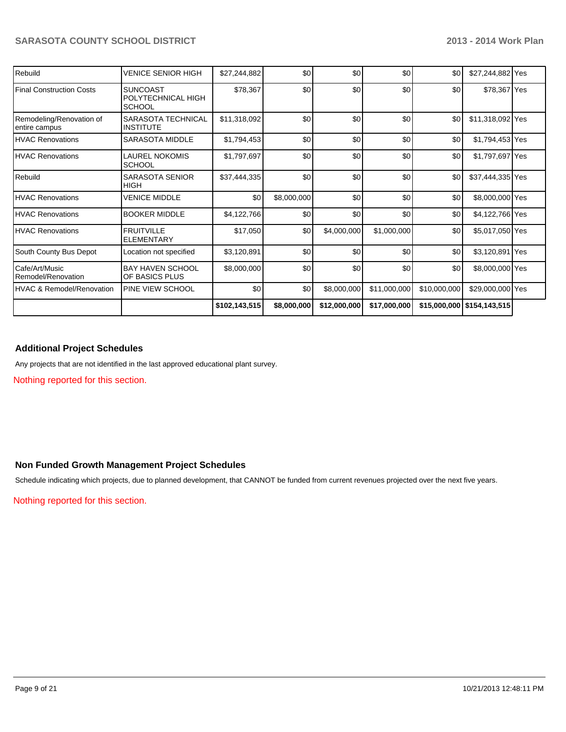| | | | | | | | | |
|---|---|---|---|---|---|---|---|---|
| Rebuild | VENICE SENIOR HIGH | $27,244,882 | $0 | $0 | $0 | $0 | $27,244,882 | Yes |
| Final Construction Costs | SUNCOAST POLYTECHNICAL HIGH SCHOOL | $78,367 | $0 | $0 | $0 | $0 | $78,367 | Yes |
| Remodeling/Renovation of entire campus | SARASOTA TECHNICAL INSTITUTE | $11,318,092 | $0 | $0 | $0 | $0 | $11,318,092 | Yes |
| HVAC Renovations | SARASOTA MIDDLE | $1,794,453 | $0 | $0 | $0 | $0 | $1,794,453 | Yes |
| HVAC Renovations | LAUREL NOKOMIS SCHOOL | $1,797,697 | $0 | $0 | $0 | $0 | $1,797,697 | Yes |
| Rebuild | SARASOTA SENIOR HIGH | $37,444,335 | $0 | $0 | $0 | $0 | $37,444,335 | Yes |
| HVAC Renovations | VENICE MIDDLE | $0 | $8,000,000 | $0 | $0 | $0 | $8,000,000 | Yes |
| HVAC Renovations | BOOKER MIDDLE | $4,122,766 | $0 | $0 | $0 | $0 | $4,122,766 | Yes |
| HVAC Renovations | FRUITVILLE ELEMENTARY | $17,050 | $0 | $4,000,000 | $1,000,000 | $0 | $5,017,050 | Yes |
| South County Bus Depot | Location not specified | $3,120,891 | $0 | $0 | $0 | $0 | $3,120,891 | Yes |
| Cafe/Art/Music Remodel/Renovation | BAY HAVEN SCHOOL OF BASICS PLUS | $8,000,000 | $0 | $0 | $0 | $0 | $8,000,000 | Yes |
| HVAC & Remodel/Renovation | PINE VIEW SCHOOL | $0 | $0 | $8,000,000 | $11,000,000 | $10,000,000 | $29,000,000 | Yes |
| | | **$102,143,515** | **$8,000,000** | **$12,000,000** | **$17,000,000** | **$15,000,000** | **$154,143,515** | |

## Additional Project Schedules

Any projects that are not identified in the last approved educational plant survey.

Nothing reported for this section.

## Non Funded Growth Management Project Schedules

Schedule indicating which projects, due to planned development, that CANNOT be funded from current revenues projected over the next five years.

Nothing reported for this section.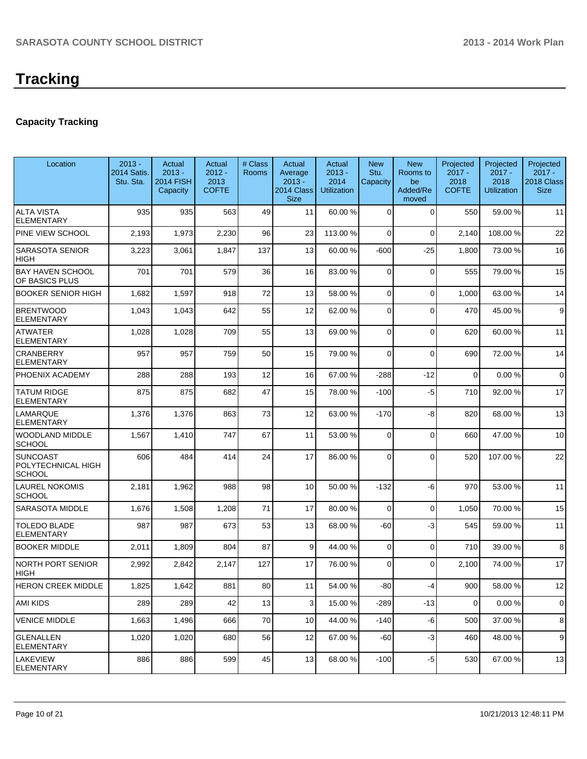# Tracking

## Capacity Tracking

| Location | 2013 - 2014 Satis. Stu. Sta. | Actual 2013 - 2014 FISH Capacity | Actual 2012 - 2013 COFTE | # Class Rooms | Actual Average 2013 - 2014 Class Size | Actual 2013 - 2014 Utilization | New Stu. Capacity | New Rooms to be Added/Removed | Projected 2017 - 2018 COFTE | Projected 2017 - 2018 Utilization | Projected 2017 - 2018 Class Size |
|---|---|---|---|---|---|---|---|---|---|---|---|
| ALTA VISTA ELEMENTARY | 935 | 935 | 563 | 49 | 11 | 60.00 % | 0 | 0 | 550 | 59.00 % | 11 |
| PINE VIEW SCHOOL | 2,193 | 1,973 | 2,230 | 96 | 23 | 113.00 % | 0 | 0 | 2,140 | 108.00 % | 22 |
| SARASOTA SENIOR HIGH | 3,223 | 3,061 | 1,847 | 137 | 13 | 60.00 % | -600 | -25 | 1,800 | 73.00 % | 16 |
| BAY HAVEN SCHOOL OF BASICS PLUS | 701 | 701 | 579 | 36 | 16 | 83.00 % | 0 | 0 | 555 | 79.00 % | 15 |
| BOOKER SENIOR HIGH | 1,682 | 1,597 | 918 | 72 | 13 | 58.00 % | 0 | 0 | 1,000 | 63.00 % | 14 |
| BRENTWOOD ELEMENTARY | 1,043 | 1,043 | 642 | 55 | 12 | 62.00 % | 0 | 0 | 470 | 45.00 % | 9 |
| ATWATER ELEMENTARY | 1,028 | 1,028 | 709 | 55 | 13 | 69.00 % | 0 | 0 | 620 | 60.00 % | 11 |
| CRANBERRY ELEMENTARY | 957 | 957 | 759 | 50 | 15 | 79.00 % | 0 | 0 | 690 | 72.00 % | 14 |
| PHOENIX ACADEMY | 288 | 288 | 193 | 12 | 16 | 67.00 % | -288 | -12 | 0 | 0.00 % | 0 |
| TATUM RIDGE ELEMENTARY | 875 | 875 | 682 | 47 | 15 | 78.00 % | -100 | -5 | 710 | 92.00 % | 17 |
| LAMARQUE ELEMENTARY | 1,376 | 1,376 | 863 | 73 | 12 | 63.00 % | -170 | -8 | 820 | 68.00 % | 13 |
| WOODLAND MIDDLE SCHOOL | 1,567 | 1,410 | 747 | 67 | 11 | 53.00 % | 0 | 0 | 660 | 47.00 % | 10 |
| SUNCOAST POLYTECHNICAL HIGH SCHOOL | 606 | 484 | 414 | 24 | 17 | 86.00 % | 0 | 0 | 520 | 107.00 % | 22 |
| LAUREL NOKOMIS SCHOOL | 2,181 | 1,962 | 988 | 98 | 10 | 50.00 % | -132 | -6 | 970 | 53.00 % | 11 |
| SARASOTA MIDDLE | 1,676 | 1,508 | 1,208 | 71 | 17 | 80.00 % | 0 | 0 | 1,050 | 70.00 % | 15 |
| TOLEDO BLADE ELEMENTARY | 987 | 987 | 673 | 53 | 13 | 68.00 % | -60 | -3 | 545 | 59.00 % | 11 |
| BOOKER MIDDLE | 2,011 | 1,809 | 804 | 87 | 9 | 44.00 % | 0 | 0 | 710 | 39.00 % | 8 |
| NORTH PORT SENIOR HIGH | 2,992 | 2,842 | 2,147 | 127 | 17 | 76.00 % | 0 | 0 | 2,100 | 74.00 % | 17 |
| HERON CREEK MIDDLE | 1,825 | 1,642 | 881 | 80 | 11 | 54.00 % | -80 | -4 | 900 | 58.00 % | 12 |
| AMI KIDS | 289 | 289 | 42 | 13 | 3 | 15.00 % | -289 | -13 | 0 | 0.00 % | 0 |
| VENICE MIDDLE | 1,663 | 1,496 | 666 | 70 | 10 | 44.00 % | -140 | -6 | 500 | 37.00 % | 8 |
| GLENALLEN ELEMENTARY | 1,020 | 1,020 | 680 | 56 | 12 | 67.00 % | -60 | -3 | 460 | 48.00 % | 9 |
| LAKEVIEW ELEMENTARY | 886 | 886 | 599 | 45 | 13 | 68.00 % | -100 | -5 | 530 | 67.00 % | 13 |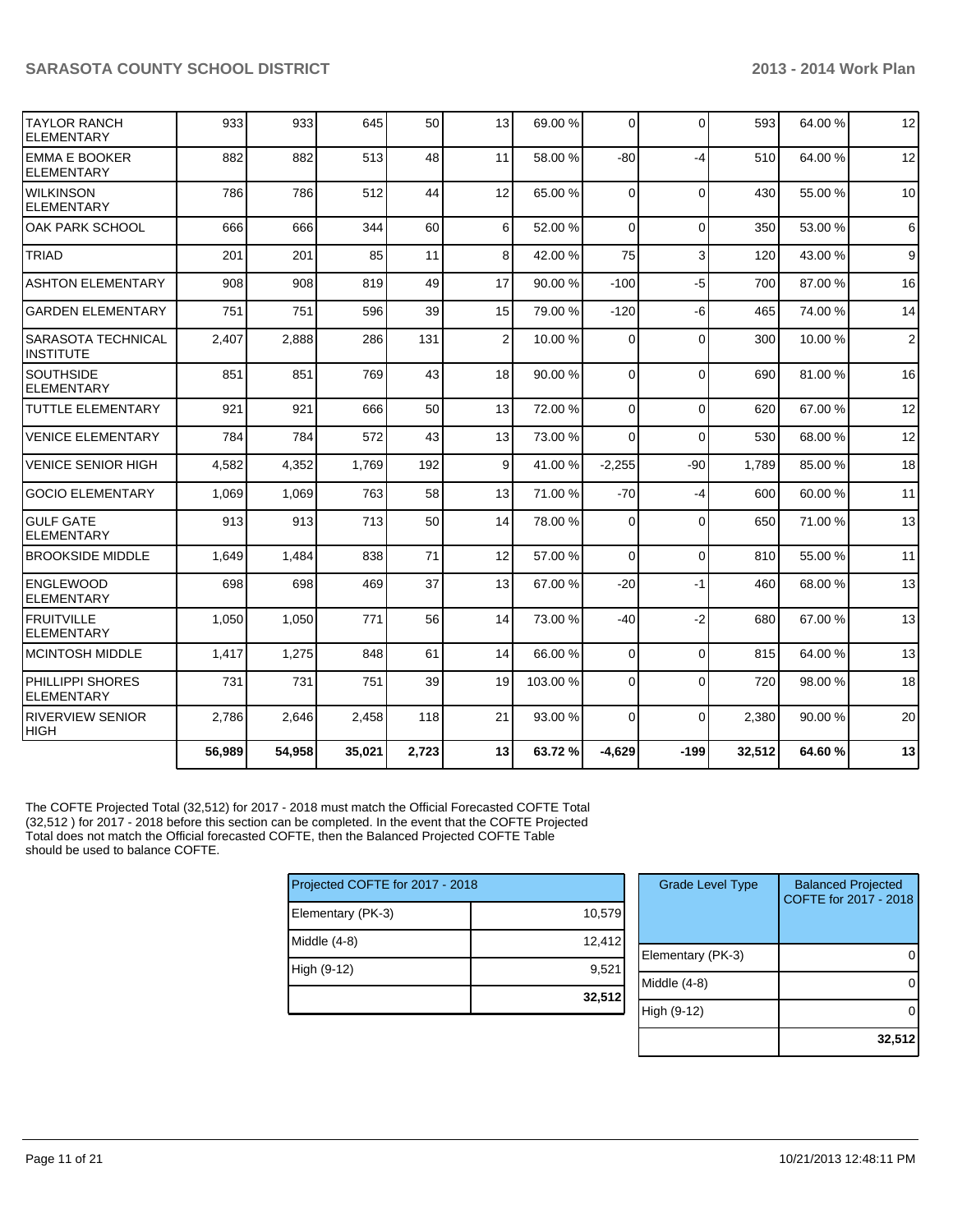| | | | | | | | | | | |
|---|---|---|---|---|---|---|---|---|---|---|
| TAYLOR RANCH ELEMENTARY | 933 | 933 | 645 | 50 | 13 | 69.00 % | 0 | 0 | 593 | 64.00 % | 12 |
| EMMA E BOOKER ELEMENTARY | 882 | 882 | 513 | 48 | 11 | 58.00 % | -80 | -4 | 510 | 64.00 % | 12 |
| WILKINSON ELEMENTARY | 786 | 786 | 512 | 44 | 12 | 65.00 % | 0 | 0 | 430 | 55.00 % | 10 |
| OAK PARK SCHOOL | 666 | 666 | 344 | 60 | 6 | 52.00 % | 0 | 0 | 350 | 53.00 % | 6 |
| TRIAD | 201 | 201 | 85 | 11 | 8 | 42.00 % | 75 | 3 | 120 | 43.00 % | 9 |
| ASHTON ELEMENTARY | 908 | 908 | 819 | 49 | 17 | 90.00 % | -100 | -5 | 700 | 87.00 % | 16 |
| GARDEN ELEMENTARY | 751 | 751 | 596 | 39 | 15 | 79.00 % | -120 | -6 | 465 | 74.00 % | 14 |
| SARASOTA TECHNICAL INSTITUTE | 2,407 | 2,888 | 286 | 131 | 2 | 10.00 % | 0 | 0 | 300 | 10.00 % | 2 |
| SOUTHSIDE ELEMENTARY | 851 | 851 | 769 | 43 | 18 | 90.00 % | 0 | 0 | 690 | 81.00 % | 16 |
| TUTTLE ELEMENTARY | 921 | 921 | 666 | 50 | 13 | 72.00 % | 0 | 0 | 620 | 67.00 % | 12 |
| VENICE ELEMENTARY | 784 | 784 | 572 | 43 | 13 | 73.00 % | 0 | 0 | 530 | 68.00 % | 12 |
| VENICE SENIOR HIGH | 4,582 | 4,352 | 1,769 | 192 | 9 | 41.00 % | -2,255 | -90 | 1,789 | 85.00 % | 18 |
| GOCIO ELEMENTARY | 1,069 | 1,069 | 763 | 58 | 13 | 71.00 % | -70 | -4 | 600 | 60.00 % | 11 |
| GULF GATE ELEMENTARY | 913 | 913 | 713 | 50 | 14 | 78.00 % | 0 | 0 | 650 | 71.00 % | 13 |
| BROOKSIDE MIDDLE | 1,649 | 1,484 | 838 | 71 | 12 | 57.00 % | 0 | 0 | 810 | 55.00 % | 11 |
| ENGLEWOOD ELEMENTARY | 698 | 698 | 469 | 37 | 13 | 67.00 % | -20 | -1 | 460 | 68.00 % | 13 |
| FRUITVILLE ELEMENTARY | 1,050 | 1,050 | 771 | 56 | 14 | 73.00 % | -40 | -2 | 680 | 67.00 % | 13 |
| MCINTOSH MIDDLE | 1,417 | 1,275 | 848 | 61 | 14 | 66.00 % | 0 | 0 | 815 | 64.00 % | 13 |
| PHILLIPPI SHORES ELEMENTARY | 731 | 731 | 751 | 39 | 19 | 103.00 % | 0 | 0 | 720 | 98.00 % | 18 |
| RIVERVIEW SENIOR HIGH | 2,786 | 2,646 | 2,458 | 118 | 21 | 93.00 % | 0 | 0 | 2,380 | 90.00 % | 20 |
| | **56,989** | **54,958** | **35,021** | **2,723** | **13** | **63.72 %** | **-4,629** | **-199** | **32,512** | **64.60 %** | **13** |

The COFTE Projected Total (32,512) for 2017 - 2018 must match the Official Forecasted COFTE Total (32,512 ) for 2017 - 2018 before this section can be completed. In the event that the COFTE Projected Total does not match the Official forecasted COFTE, then the Balanced Projected COFTE Table should be used to balance COFTE.

| Projected COFTE for 2017 - 2018 | |
|---|---|
| Elementary (PK-3) | 10,579 |
| Middle (4-8) | 12,412 |
| High (9-12) | 9,521 |
| | **32,512** |

| Grade Level Type | Balanced Projected COFTE for 2017 - 2018 |
|---|---|
| Elementary (PK-3) | 0 |
| Middle (4-8) | 0 |
| High (9-12) | 0 |
| | **32,512** |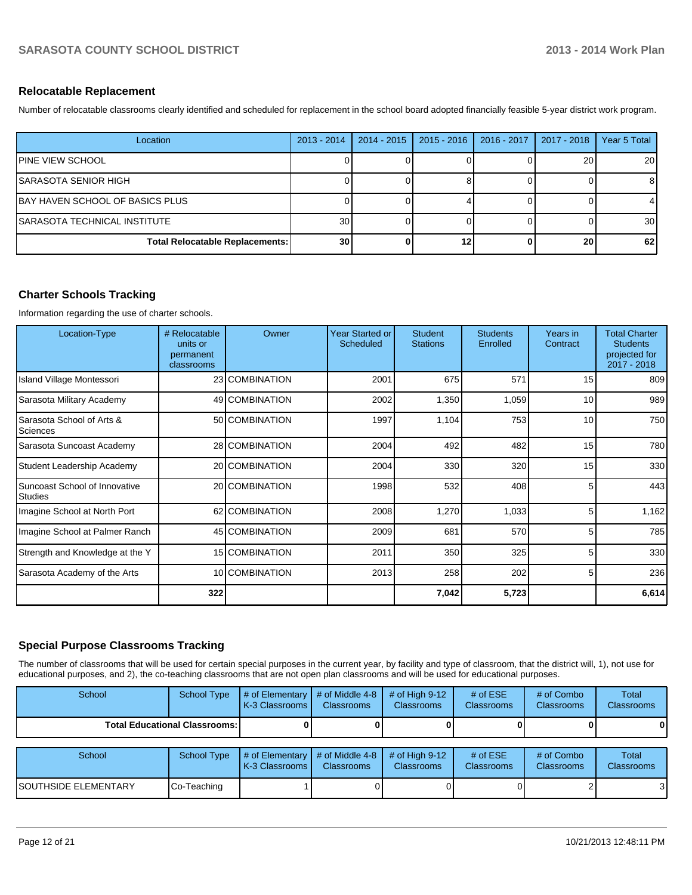## Relocatable Replacement

Number of relocatable classrooms clearly identified and scheduled for replacement in the school board adopted financially feasible 5-year district work program.

| Location | 2013 - 2014 | 2014 - 2015 | 2015 - 2016 | 2016 - 2017 | 2017 - 2018 | Year 5 Total |
|---|---|---|---|---|---|---|
| PINE VIEW SCHOOL | 0 | 0 | 0 | 0 | 20 | 20 |
| SARASOTA SENIOR HIGH | 0 | 0 | 8 | 0 | 0 | 8 |
| BAY HAVEN SCHOOL OF BASICS PLUS | 0 | 0 | 4 | 0 | 0 | 4 |
| SARASOTA TECHNICAL INSTITUTE | 30 | 0 | 0 | 0 | 0 | 30 |
| **Total Relocatable Replacements:** | **30** | **0** | **12** | **0** | **20** | **62** |

## Charter Schools Tracking

Information regarding the use of charter schools.

| Location-Type | # Relocatable units or permanent classrooms | Owner | Year Started or Scheduled | Student Stations | Students Enrolled | Years in Contract | Total Charter Students projected for 2017 - 2018 |
|---|---|---|---|---|---|---|---|
| Island Village Montessori | 23 | COMBINATION | 2001 | 675 | 571 | 15 | 809 |
| Sarasota Military Academy | 49 | COMBINATION | 2002 | 1,350 | 1,059 | 10 | 989 |
| Sarasota School of Arts & Sciences | 50 | COMBINATION | 1997 | 1,104 | 753 | 10 | 750 |
| Sarasota Suncoast Academy | 28 | COMBINATION | 2004 | 492 | 482 | 15 | 780 |
| Student Leadership Academy | 20 | COMBINATION | 2004 | 330 | 320 | 15 | 330 |
| Suncoast School of Innovative Studies | 20 | COMBINATION | 1998 | 532 | 408 | 5 | 443 |
| Imagine School at North Port | 62 | COMBINATION | 2008 | 1,270 | 1,033 | 5 | 1,162 |
| Imagine School at Palmer Ranch | 45 | COMBINATION | 2009 | 681 | 570 | 5 | 785 |
| Strength and Knowledge at the Y | 15 | COMBINATION | 2011 | 350 | 325 | 5 | 330 |
| Sarasota Academy of the Arts | 10 | COMBINATION | 2013 | 258 | 202 | 5 | 236 |
| | **322** | | | **7,042** | **5,723** | | **6,614** |

## Special Purpose Classrooms Tracking

The number of classrooms that will be used for certain special purposes in the current year, by facility and type of classroom, that the district will, 1), not use for educational purposes, and 2), the co-teaching classrooms that are not open plan classrooms and will be used for educational purposes.

| School | School Type | # of Elementary K-3 Classrooms | # of Middle 4-8 Classrooms | # of High 9-12 Classrooms | # of ESE Classrooms | # of Combo Classrooms | Total Classrooms |
|---|---|---|---|---|---|---|---|
| **Total Educational Classrooms:** | | **0** | **0** | **0** | **0** | **0** | **0** |

| School | School Type | # of Elementary K-3 Classrooms | # of Middle 4-8 Classrooms | # of High 9-12 Classrooms | # of ESE Classrooms | # of Combo Classrooms | Total Classrooms |
|---|---|---|---|---|---|---|---|
| SOUTHSIDE ELEMENTARY | Co-Teaching | 1 | 0 | 0 | 0 | 2 | 3 |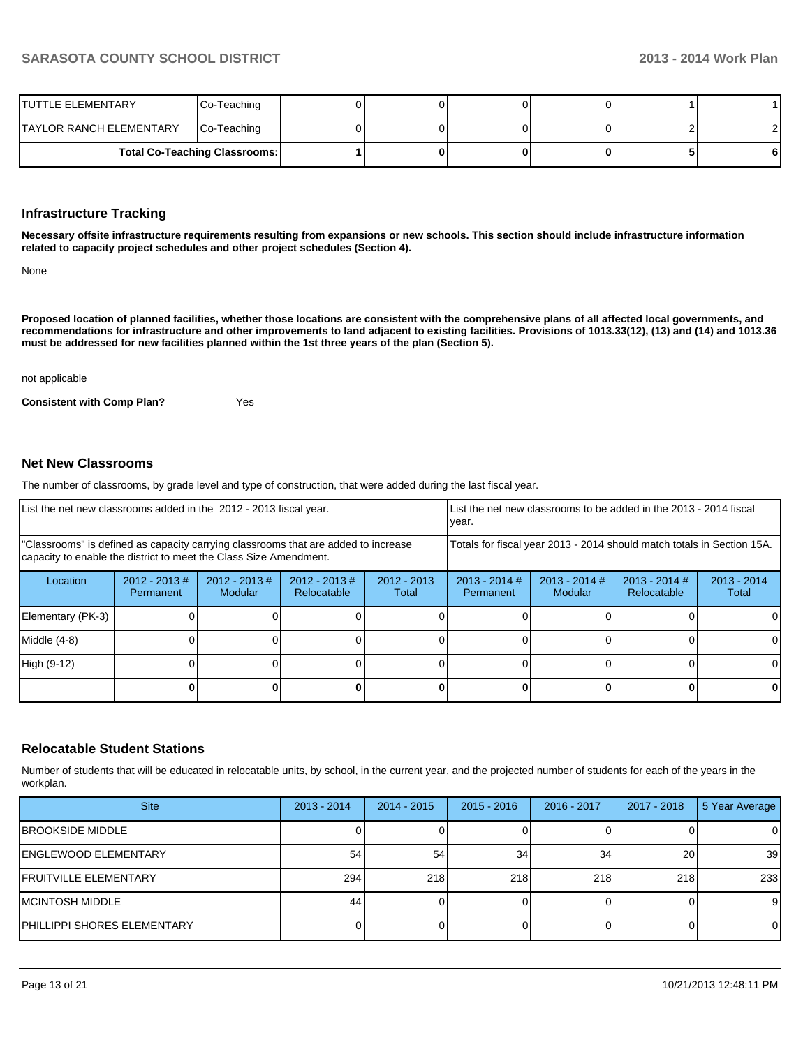| TUTTLE ELEMENTARY | Co-Teaching | 0 | 0 | 0 | 0 | 1 | 1 |
|---|---|---|---|---|---|---|---|
| TAYLOR RANCH ELEMENTARY | Co-Teaching | 0 | 0 | 0 | 0 | 2 | 2 |
| **Total Co-Teaching Classrooms:** | | **1** | **0** | **0** | **0** | **5** | **6** |

## Infrastructure Tracking

**Necessary offsite infrastructure requirements resulting from expansions or new schools. This section should include infrastructure information related to capacity project schedules and other project schedules (Section 4).**

None

**Proposed location of planned facilities, whether those locations are consistent with the comprehensive plans of all affected local governments, and recommendations for infrastructure and other improvements to land adjacent to existing facilities. Provisions of 1013.33(12), (13) and (14) and 1013.36 must be addressed for new facilities planned within the 1st three years of the plan (Section 5).**

not applicable

**Consistent with Comp Plan?** Yes

## Net New Classrooms

The number of classrooms, by grade level and type of construction, that were added during the last fiscal year.

| List the net new classrooms added in the 2012 - 2013 fiscal year. | | | | | List the net new classrooms to be added in the 2013 - 2014 fiscal year. | | | |
|---|---|---|---|---|---|---|---|---|
| "Classrooms" is defined as capacity carrying classrooms that are added to increase capacity to enable the district to meet the Class Size Amendment. | | | | | Totals for fiscal year 2013 - 2014 should match totals in Section 15A. | | | |
| Location | 2012 - 2013 # Permanent | 2012 - 2013 # Modular | 2012 - 2013 # Relocatable | 2012 - 2013 Total | 2013 - 2014 # Permanent | 2013 - 2014 # Modular | 2013 - 2014 # Relocatable | 2013 - 2014 Total |
| Elementary (PK-3) | 0 | 0 | 0 | 0 | 0 | 0 | 0 | 0 |
| Middle (4-8) | 0 | 0 | 0 | 0 | 0 | 0 | 0 | 0 |
| High (9-12) | 0 | 0 | 0 | 0 | 0 | 0 | 0 | 0 |
| | **0** | **0** | **0** | **0** | **0** | **0** | **0** | **0** |

## Relocatable Student Stations

Number of students that will be educated in relocatable units, by school, in the current year, and the projected number of students for each of the years in the workplan.

| Site | 2013 - 2014 | 2014 - 2015 | 2015 - 2016 | 2016 - 2017 | 2017 - 2018 | 5 Year Average |
|---|---|---|---|---|---|---|
| BROOKSIDE MIDDLE | 0 | 0 | 0 | 0 | 0 | 0 |
| ENGLEWOOD ELEMENTARY | 54 | 54 | 34 | 34 | 20 | 39 |
| FRUITVILLE ELEMENTARY | 294 | 218 | 218 | 218 | 218 | 233 |
| MCINTOSH MIDDLE | 44 | 0 | 0 | 0 | 0 | 9 |
| PHILLIPPI SHORES ELEMENTARY | 0 | 0 | 0 | 0 | 0 | 0 |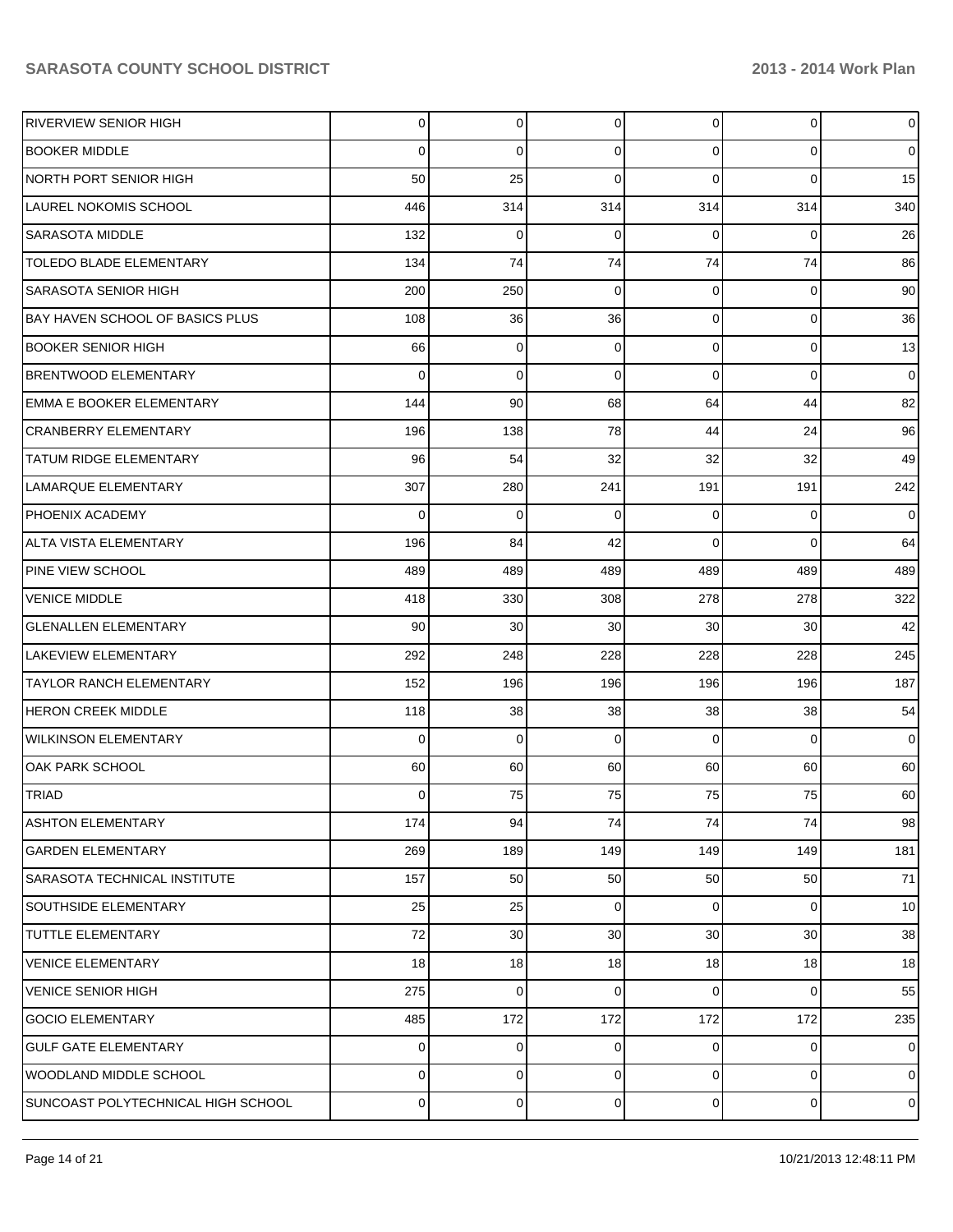| | | | | | | |
|---|---|---|---|---|---|---|
| RIVERVIEW SENIOR HIGH | 0 | 0 | 0 | 0 | 0 | 0 |
| BOOKER MIDDLE | 0 | 0 | 0 | 0 | 0 | 0 |
| NORTH PORT SENIOR HIGH | 50 | 25 | 0 | 0 | 0 | 15 |
| LAUREL NOKOMIS SCHOOL | 446 | 314 | 314 | 314 | 314 | 340 |
| SARASOTA MIDDLE | 132 | 0 | 0 | 0 | 0 | 26 |
| TOLEDO BLADE ELEMENTARY | 134 | 74 | 74 | 74 | 74 | 86 |
| SARASOTA SENIOR HIGH | 200 | 250 | 0 | 0 | 0 | 90 |
| BAY HAVEN SCHOOL OF BASICS PLUS | 108 | 36 | 36 | 0 | 0 | 36 |
| BOOKER SENIOR HIGH | 66 | 0 | 0 | 0 | 0 | 13 |
| BRENTWOOD ELEMENTARY | 0 | 0 | 0 | 0 | 0 | 0 |
| EMMA E BOOKER ELEMENTARY | 144 | 90 | 68 | 64 | 44 | 82 |
| CRANBERRY ELEMENTARY | 196 | 138 | 78 | 44 | 24 | 96 |
| TATUM RIDGE ELEMENTARY | 96 | 54 | 32 | 32 | 32 | 49 |
| LAMARQUE ELEMENTARY | 307 | 280 | 241 | 191 | 191 | 242 |
| PHOENIX ACADEMY | 0 | 0 | 0 | 0 | 0 | 0 |
| ALTA VISTA ELEMENTARY | 196 | 84 | 42 | 0 | 0 | 64 |
| PINE VIEW SCHOOL | 489 | 489 | 489 | 489 | 489 | 489 |
| VENICE MIDDLE | 418 | 330 | 308 | 278 | 278 | 322 |
| GLENALLEN ELEMENTARY | 90 | 30 | 30 | 30 | 30 | 42 |
| LAKEVIEW ELEMENTARY | 292 | 248 | 228 | 228 | 228 | 245 |
| TAYLOR RANCH ELEMENTARY | 152 | 196 | 196 | 196 | 196 | 187 |
| HERON CREEK MIDDLE | 118 | 38 | 38 | 38 | 38 | 54 |
| WILKINSON ELEMENTARY | 0 | 0 | 0 | 0 | 0 | 0 |
| OAK PARK SCHOOL | 60 | 60 | 60 | 60 | 60 | 60 |
| TRIAD | 0 | 75 | 75 | 75 | 75 | 60 |
| ASHTON ELEMENTARY | 174 | 94 | 74 | 74 | 74 | 98 |
| GARDEN ELEMENTARY | 269 | 189 | 149 | 149 | 149 | 181 |
| SARASOTA TECHNICAL INSTITUTE | 157 | 50 | 50 | 50 | 50 | 71 |
| SOUTHSIDE ELEMENTARY | 25 | 25 | 0 | 0 | 0 | 10 |
| TUTTLE ELEMENTARY | 72 | 30 | 30 | 30 | 30 | 38 |
| VENICE ELEMENTARY | 18 | 18 | 18 | 18 | 18 | 18 |
| VENICE SENIOR HIGH | 275 | 0 | 0 | 0 | 0 | 55 |
| GOCIO ELEMENTARY | 485 | 172 | 172 | 172 | 172 | 235 |
| GULF GATE ELEMENTARY | 0 | 0 | 0 | 0 | 0 | 0 |
| WOODLAND MIDDLE SCHOOL | 0 | 0 | 0 | 0 | 0 | 0 |
| SUNCOAST POLYTECHNICAL HIGH SCHOOL | 0 | 0 | 0 | 0 | 0 | 0 |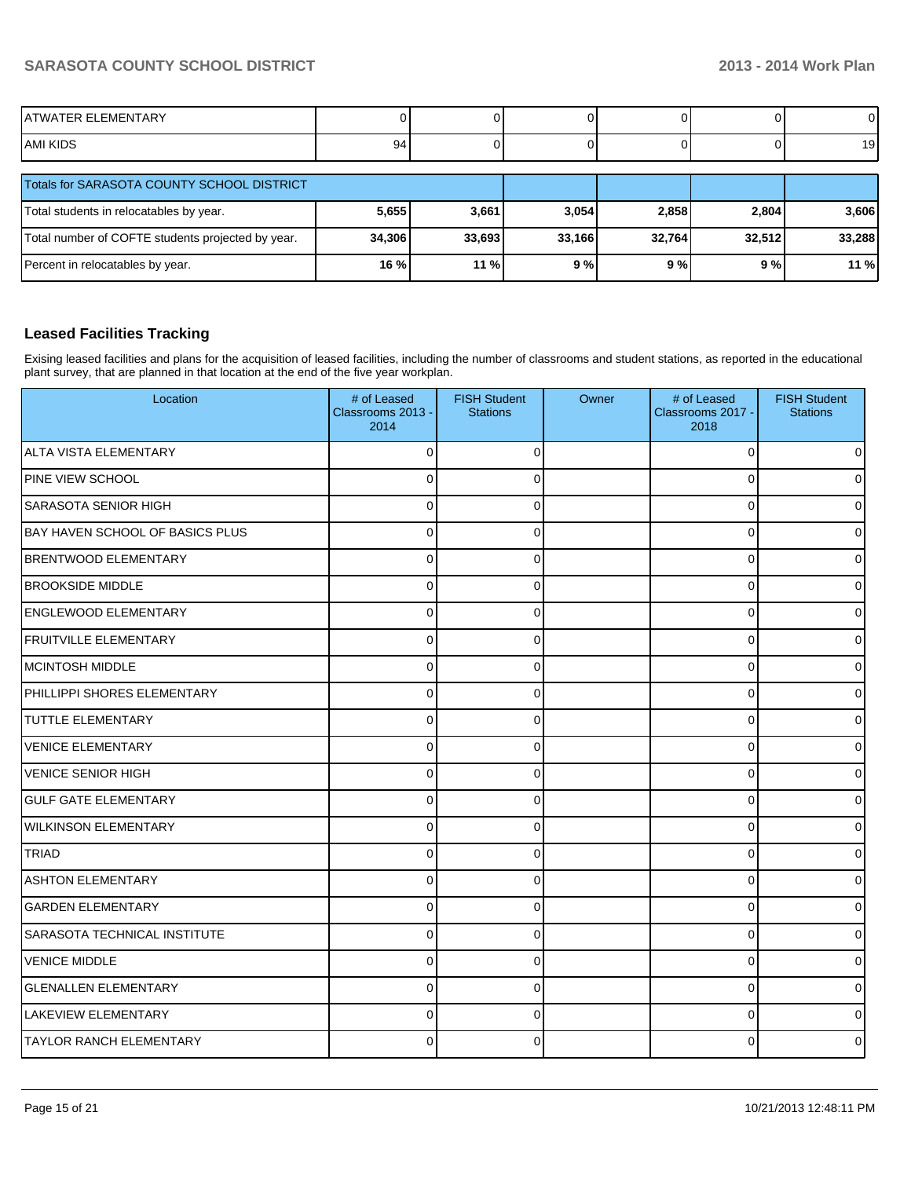| | | | | | | |
|---|---|---|---|---|---|---|
| ATWATER ELEMENTARY | 0 | 0 | 0 | 0 | 0 | 0 |
| AMI KIDS | 94 | 0 | 0 | 0 | 0 | 19 |

| Totals for SARASOTA COUNTY SCHOOL DISTRICT | | | | | | |
|---|---|---|---|---|---|---|
| Total students in relocatables by year. | **5,655** | **3,661** | **3,054** | **2,858** | **2,804** | **3,606** |
| Total number of COFTE students projected by year. | **34,306** | **33,693** | **33,166** | **32,764** | **32,512** | **33,288** |
| Percent in relocatables by year. | **16 %** | **11 %** | **9 %** | **9 %** | **9 %** | **11 %** |

## Leased Facilities Tracking

Exising leased facilities and plans for the acquisition of leased facilities, including the number of classrooms and student stations, as reported in the educational plant survey, that are planned in that location at the end of the five year workplan.

| Location | # of Leased Classrooms 2013 - 2014 | FISH Student Stations | Owner | # of Leased Classrooms 2017 - 2018 | FISH Student Stations |
|---|---|---|---|---|---|
| ALTA VISTA ELEMENTARY | 0 | 0 | | 0 | 0 |
| PINE VIEW SCHOOL | 0 | 0 | | 0 | 0 |
| SARASOTA SENIOR HIGH | 0 | 0 | | 0 | 0 |
| BAY HAVEN SCHOOL OF BASICS PLUS | 0 | 0 | | 0 | 0 |
| BRENTWOOD ELEMENTARY | 0 | 0 | | 0 | 0 |
| BROOKSIDE MIDDLE | 0 | 0 | | 0 | 0 |
| ENGLEWOOD ELEMENTARY | 0 | 0 | | 0 | 0 |
| FRUITVILLE ELEMENTARY | 0 | 0 | | 0 | 0 |
| MCINTOSH MIDDLE | 0 | 0 | | 0 | 0 |
| PHILLIPPI SHORES ELEMENTARY | 0 | 0 | | 0 | 0 |
| TUTTLE ELEMENTARY | 0 | 0 | | 0 | 0 |
| VENICE ELEMENTARY | 0 | 0 | | 0 | 0 |
| VENICE SENIOR HIGH | 0 | 0 | | 0 | 0 |
| GULF GATE ELEMENTARY | 0 | 0 | | 0 | 0 |
| WILKINSON ELEMENTARY | 0 | 0 | | 0 | 0 |
| TRIAD | 0 | 0 | | 0 | 0 |
| ASHTON ELEMENTARY | 0 | 0 | | 0 | 0 |
| GARDEN ELEMENTARY | 0 | 0 | | 0 | 0 |
| SARASOTA TECHNICAL INSTITUTE | 0 | 0 | | 0 | 0 |
| VENICE MIDDLE | 0 | 0 | | 0 | 0 |
| GLENALLEN ELEMENTARY | 0 | 0 | | 0 | 0 |
| LAKEVIEW ELEMENTARY | 0 | 0 | | 0 | 0 |
| TAYLOR RANCH ELEMENTARY | 0 | 0 | | 0 | 0 |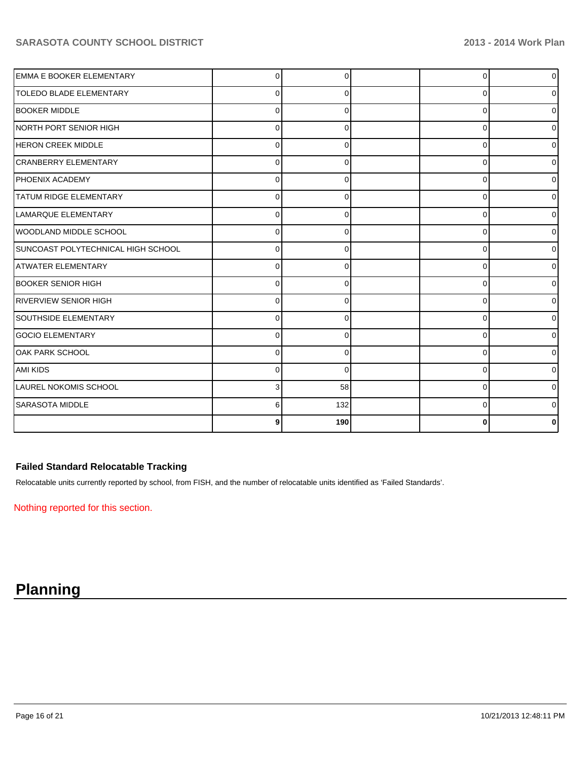| | | | | | |
|---|---|---|---|---|---|
| EMMA E BOOKER ELEMENTARY | 0 | 0 | | 0 | 0 |
| TOLEDO BLADE ELEMENTARY | 0 | 0 | | 0 | 0 |
| BOOKER MIDDLE | 0 | 0 | | 0 | 0 |
| NORTH PORT SENIOR HIGH | 0 | 0 | | 0 | 0 |
| HERON CREEK MIDDLE | 0 | 0 | | 0 | 0 |
| CRANBERRY ELEMENTARY | 0 | 0 | | 0 | 0 |
| PHOENIX ACADEMY | 0 | 0 | | 0 | 0 |
| TATUM RIDGE ELEMENTARY | 0 | 0 | | 0 | 0 |
| LAMARQUE ELEMENTARY | 0 | 0 | | 0 | 0 |
| WOODLAND MIDDLE SCHOOL | 0 | 0 | | 0 | 0 |
| SUNCOAST POLYTECHNICAL HIGH SCHOOL | 0 | 0 | | 0 | 0 |
| ATWATER ELEMENTARY | 0 | 0 | | 0 | 0 |
| BOOKER SENIOR HIGH | 0 | 0 | | 0 | 0 |
| RIVERVIEW SENIOR HIGH | 0 | 0 | | 0 | 0 |
| SOUTHSIDE ELEMENTARY | 0 | 0 | | 0 | 0 |
| GOCIO ELEMENTARY | 0 | 0 | | 0 | 0 |
| OAK PARK SCHOOL | 0 | 0 | | 0 | 0 |
| AMI KIDS | 0 | 0 | | 0 | 0 |
| LAUREL NOKOMIS SCHOOL | 3 | 58 | | 0 | 0 |
| SARASOTA MIDDLE | 6 | 132 | | 0 | 0 |
| | **9** | **190** | | **0** | **0** |

### Failed Standard Relocatable Tracking

Relocatable units currently reported by school, from FISH, and the number of relocatable units identified as 'Failed Standards'.

Nothing reported for this section.

# Planning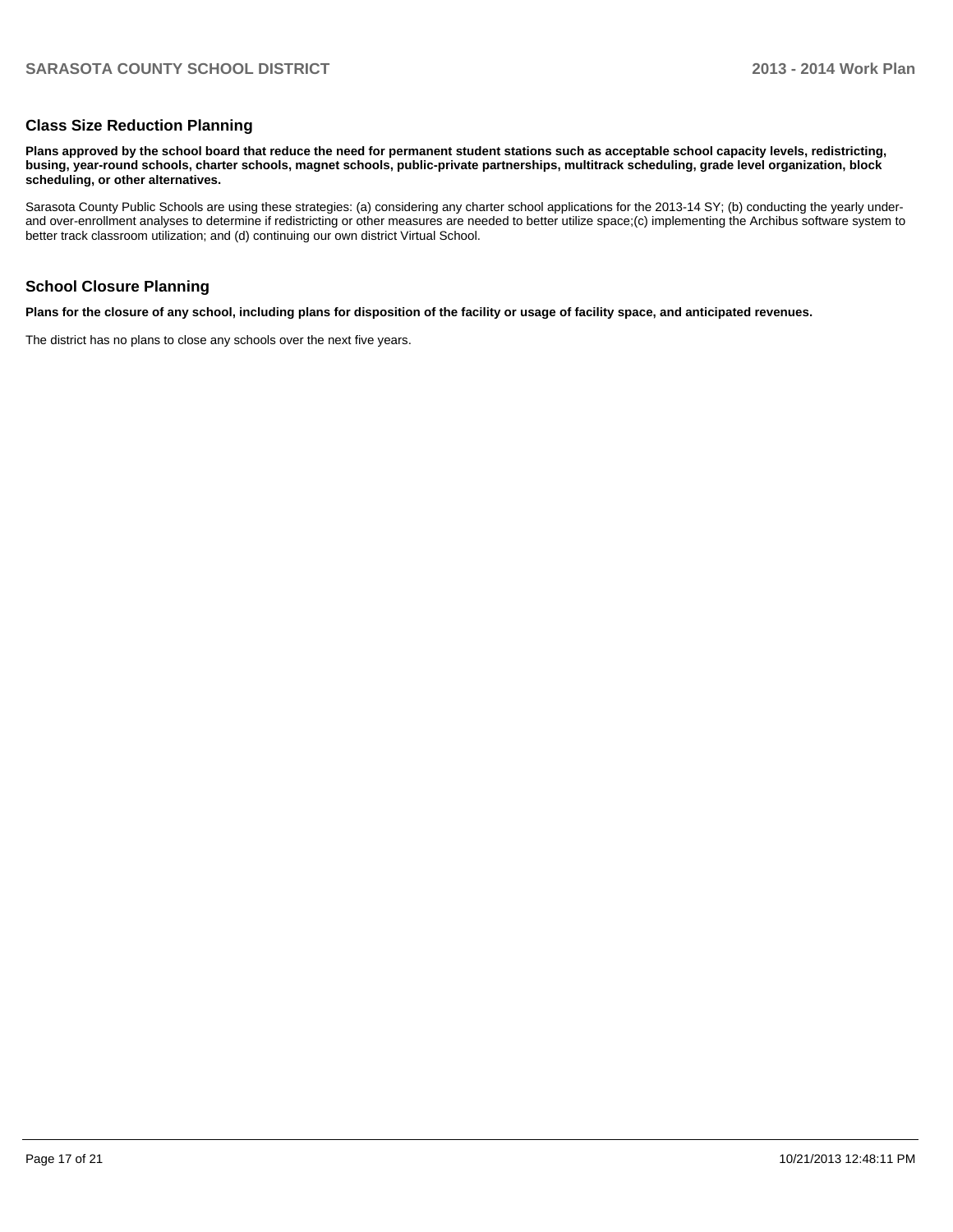## Class Size Reduction Planning

**Plans approved by the school board that reduce the need for permanent student stations such as acceptable school capacity levels, redistricting, busing, year-round schools, charter schools, magnet schools, public-private partnerships, multitrack scheduling, grade level organization, block scheduling, or other alternatives.**

Sarasota County Public Schools are using these strategies: (a) considering any charter school applications for the 2013-14 SY; (b) conducting the yearly under- and over-enrollment analyses to determine if redistricting or other measures are needed to better utilize space;(c) implementing the Archibus software system to better track classroom utilization; and (d) continuing our own district Virtual School.

## School Closure Planning

**Plans for the closure of any school, including plans for disposition of the facility or usage of facility space, and anticipated revenues.**

The district has no plans to close any schools over the next five years.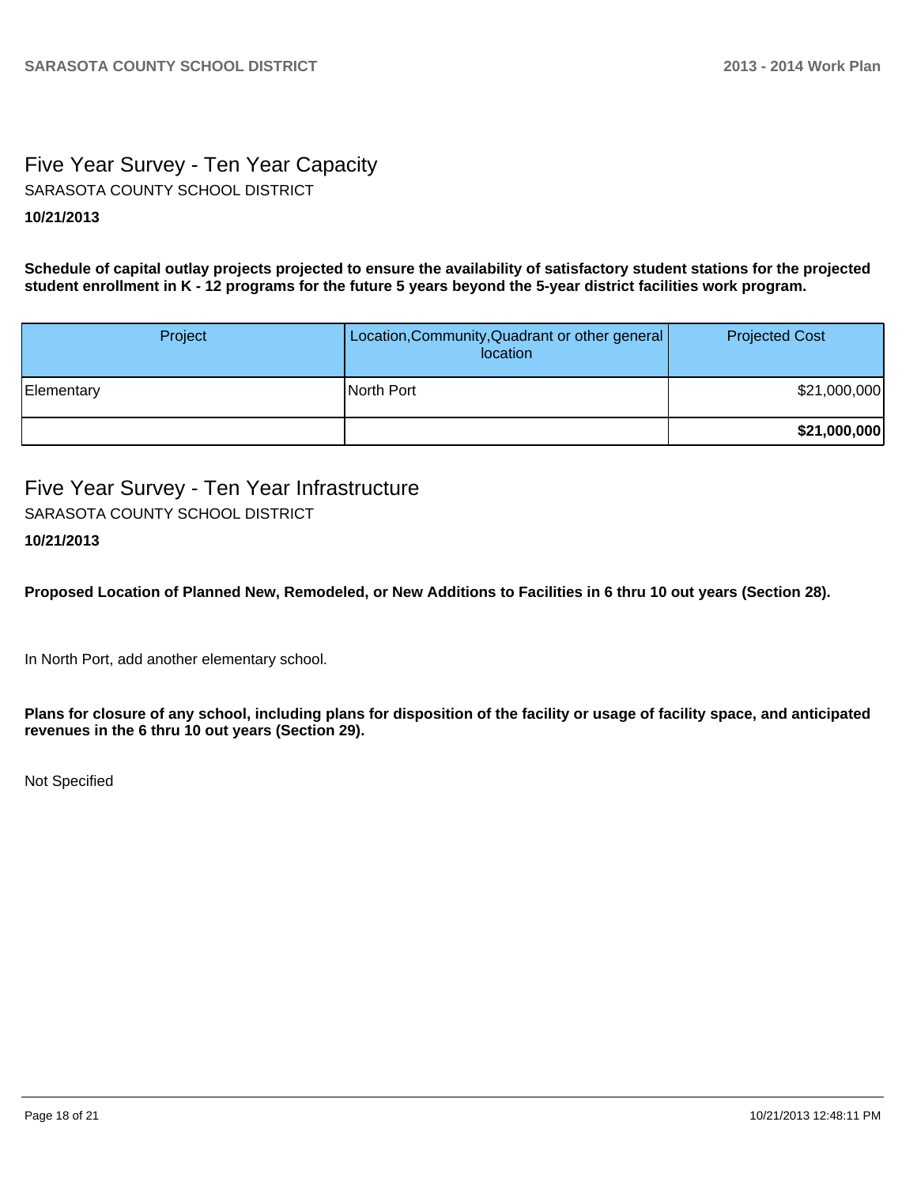## Five Year Survey - Ten Year Capacity

SARASOTA COUNTY SCHOOL DISTRICT

**10/21/2013**

**Schedule of capital outlay projects projected to ensure the availability of satisfactory student stations for the projected student enrollment in K - 12 programs for the future 5 years beyond the 5-year district facilities work program.**

| Project | Location,Community,Quadrant or other general location | Projected Cost |
| --- | --- | --- |
| Elementary | North Port | $21,000,000 |
| | | **$21,000,000** |

## Five Year Survey - Ten Year Infrastructure

SARASOTA COUNTY SCHOOL DISTRICT

**10/21/2013**

**Proposed Location of Planned New, Remodeled, or New Additions to Facilities in 6 thru 10 out years (Section 28).**

In North Port, add another elementary school.

**Plans for closure of any school, including plans for disposition of the facility or usage of facility space, and anticipated revenues in the 6 thru 10 out years (Section 29).**

Not Specified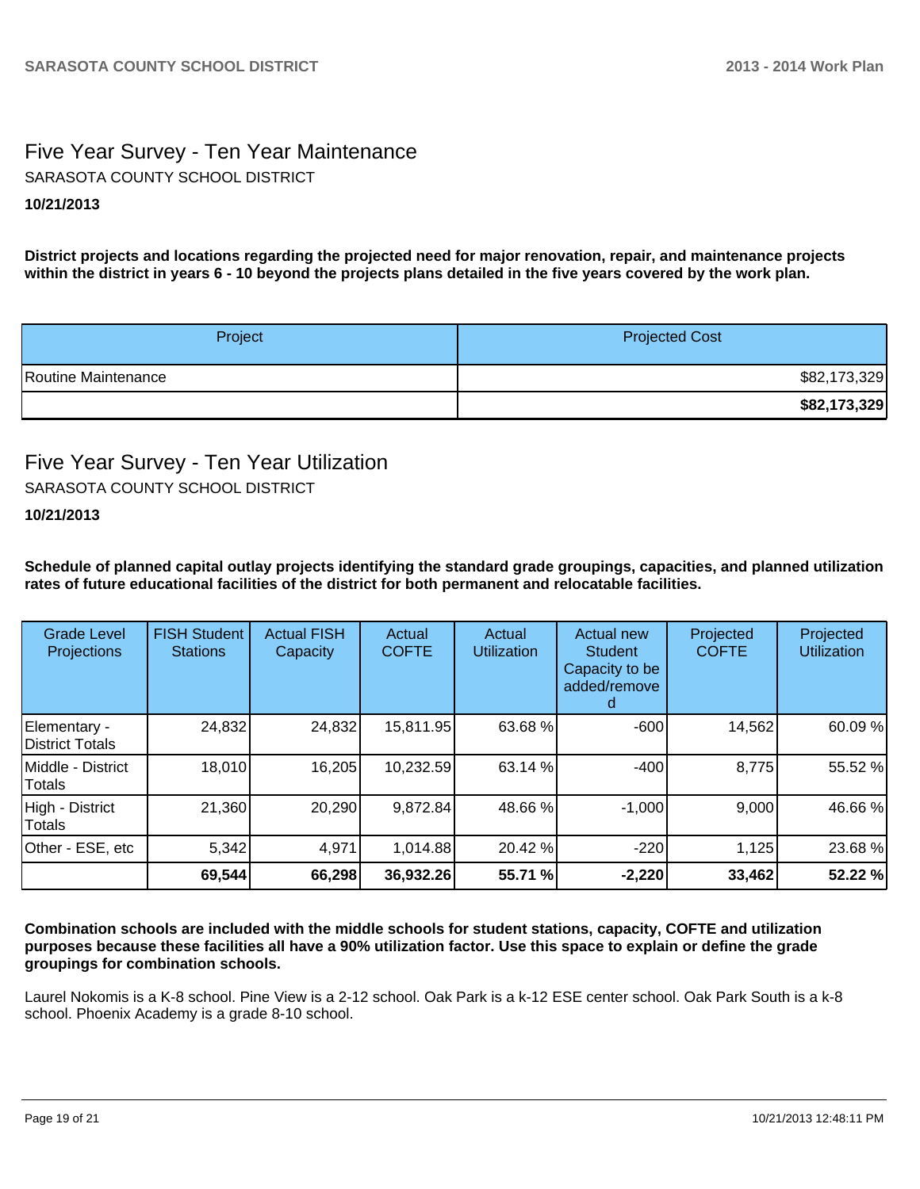## Five Year Survey - Ten Year Maintenance

SARASOTA COUNTY SCHOOL DISTRICT

**10/21/2013**

**District projects and locations regarding the projected need for major renovation, repair, and maintenance projects within the district in years 6 - 10 beyond the projects plans detailed in the five years covered by the work plan.**

| Project | Projected Cost |
|---|---:|
| Routine Maintenance | $82,173,329 |
| | **$82,173,329** |

## Five Year Survey - Ten Year Utilization

SARASOTA COUNTY SCHOOL DISTRICT

**10/21/2013**

**Schedule of planned capital outlay projects identifying the standard grade groupings, capacities, and planned utilization rates of future educational facilities of the district for both permanent and relocatable facilities.**

| Grade Level Projections | FISH Student Stations | Actual FISH Capacity | Actual COFTE | Actual Utilization | Actual new Student Capacity to be added/removed | Projected COFTE | Projected Utilization |
|---|---:|---:|---:|---:|---:|---:|---:|
| Elementary - District Totals | 24,832 | 24,832 | 15,811.95 | 63.68 % | -600 | 14,562 | 60.09 % |
| Middle - District Totals | 18,010 | 16,205 | 10,232.59 | 63.14 % | -400 | 8,775 | 55.52 % |
| High - District Totals | 21,360 | 20,290 | 9,872.84 | 48.66 % | -1,000 | 9,000 | 46.66 % |
| Other - ESE, etc | 5,342 | 4,971 | 1,014.88 | 20.42 % | -220 | 1,125 | 23.68 % |
| | **69,544** | **66,298** | **36,932.26** | **55.71 %** | **-2,220** | **33,462** | **52.22 %** |

**Combination schools are included with the middle schools for student stations, capacity, COFTE and utilization purposes because these facilities all have a 90% utilization factor. Use this space to explain or define the grade groupings for combination schools.**

Laurel Nokomis is a K-8 school. Pine View is a 2-12 school. Oak Park is a k-12 ESE center school. Oak Park South is a k-8 school. Phoenix Academy is a grade 8-10 school.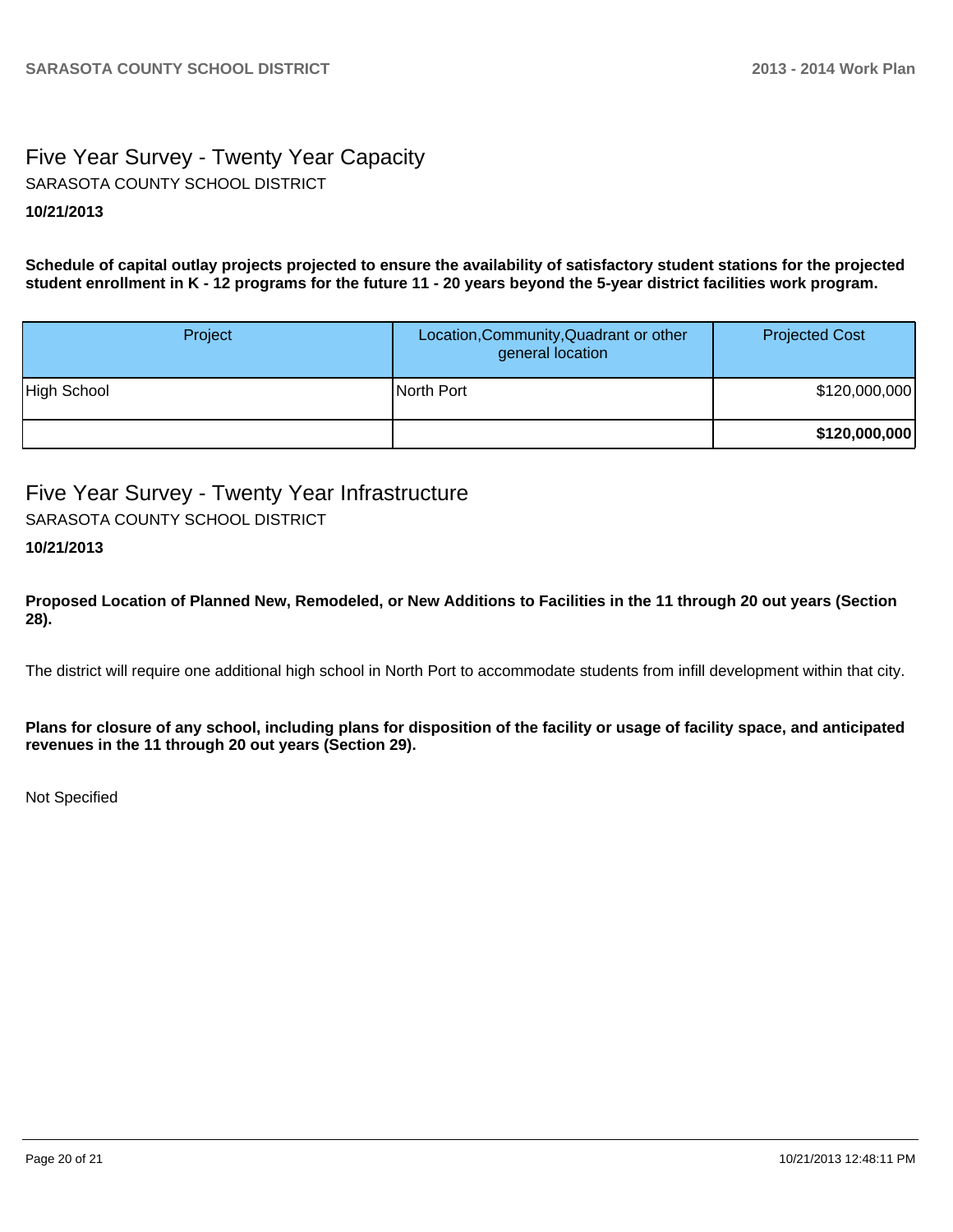# Five Year Survey - Twenty Year Capacity

SARASOTA COUNTY SCHOOL DISTRICT

**10/21/2013**

**Schedule of capital outlay projects projected to ensure the availability of satisfactory student stations for the projected student enrollment in K - 12 programs for the future 11 - 20 years beyond the 5-year district facilities work program.**

| Project | Location,Community,Quadrant or other general location | Projected Cost |
|---|---|---|
| High School | North Port | $120,000,000 |
| | | **$120,000,000** |

# Five Year Survey - Twenty Year Infrastructure

SARASOTA COUNTY SCHOOL DISTRICT

**10/21/2013**

**Proposed Location of Planned New, Remodeled, or New Additions to Facilities in the 11 through 20 out years (Section 28).**

The district will require one additional high school in North Port to accommodate students from infill development within that city.

**Plans for closure of any school, including plans for disposition of the facility or usage of facility space, and anticipated revenues in the 11 through 20 out years (Section 29).**

Not Specified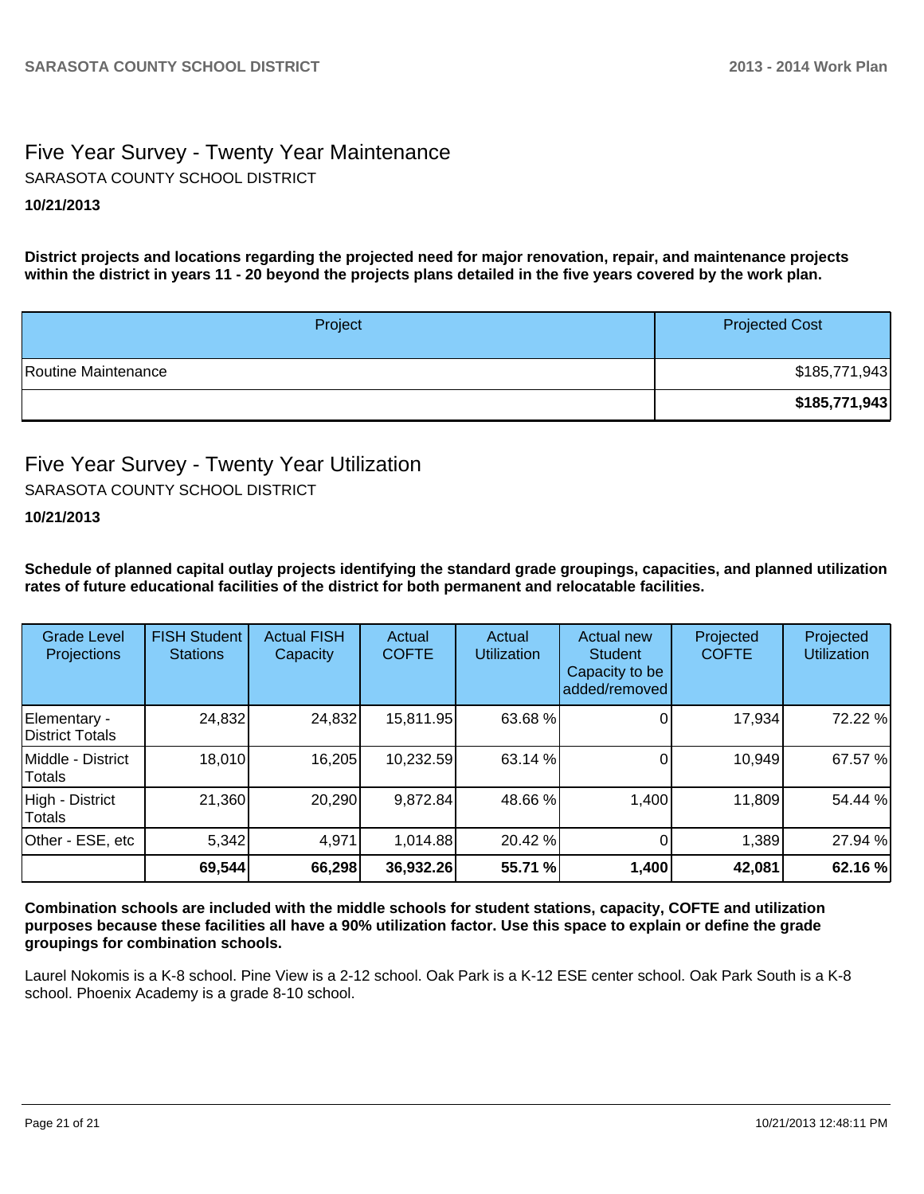# Five Year Survey - Twenty Year Maintenance

SARASOTA COUNTY SCHOOL DISTRICT

**10/21/2013**

**District projects and locations regarding the projected need for major renovation, repair, and maintenance projects within the district in years 11 - 20 beyond the projects plans detailed in the five years covered by the work plan.**

| Project | Projected Cost |
|---|---|
| Routine Maintenance | $185,771,943 |
| | **$185,771,943** |

# Five Year Survey - Twenty Year Utilization

SARASOTA COUNTY SCHOOL DISTRICT

**10/21/2013**

**Schedule of planned capital outlay projects identifying the standard grade groupings, capacities, and planned utilization rates of future educational facilities of the district for both permanent and relocatable facilities.**

| Grade Level Projections | FISH Student Stations | Actual FISH Capacity | Actual COFTE | Actual Utilization | Actual new Student Capacity to be added/removed | Projected COFTE | Projected Utilization |
|---|---|---|---|---|---|---|---|
| Elementary - District Totals | 24,832 | 24,832 | 15,811.95 | 63.68 % | 0 | 17,934 | 72.22 % |
| Middle - District Totals | 18,010 | 16,205 | 10,232.59 | 63.14 % | 0 | 10,949 | 67.57 % |
| High - District Totals | 21,360 | 20,290 | 9,872.84 | 48.66 % | 1,400 | 11,809 | 54.44 % |
| Other - ESE, etc | 5,342 | 4,971 | 1,014.88 | 20.42 % | 0 | 1,389 | 27.94 % |
| | **69,544** | **66,298** | **36,932.26** | **55.71 %** | **1,400** | **42,081** | **62.16 %** |

**Combination schools are included with the middle schools for student stations, capacity, COFTE and utilization purposes because these facilities all have a 90% utilization factor. Use this space to explain or define the grade groupings for combination schools.**

Laurel Nokomis is a K-8 school. Pine View is a 2-12 school. Oak Park is a K-12 ESE center school. Oak Park South is a K-8 school. Phoenix Academy is a grade 8-10 school.